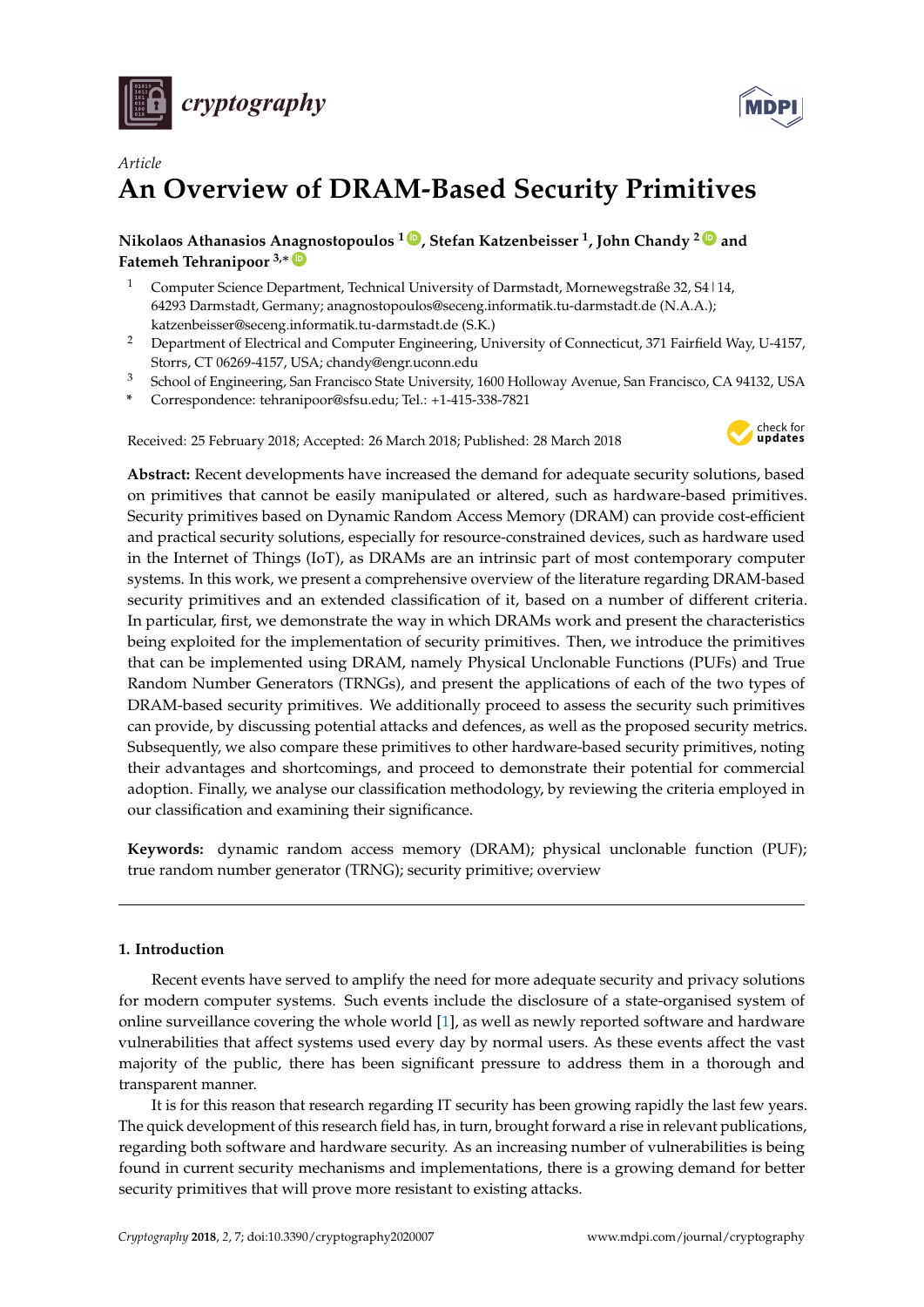*Article*

# An Overview of DRAM-Based Security Primitives

**Nikolaos Athanasios Anagnostopoulos [1], Stefan Katzenbeisser [1], John Chandy [2] and Fatemeh Tehranipoor [3,*]**

[1] Computer Science Department, Technical University of Darmstadt, Mornewegstraße 32, S4|14, 64293 Darmstadt, Germany; anagnostopoulos@seceng.informatik.tu-darmstadt.de (N.A.A.); katzenbeisser@seceng.informatik.tu-darmstadt.de (S.K.)

[2] Department of Electrical and Computer Engineering, University of Connecticut, 371 Fairfield Way, U-4157, Storrs, CT 06269-4157, USA; chandy@engr.uconn.edu

[3] School of Engineering, San Francisco State University, 1600 Holloway Avenue, San Francisco, CA 94132, USA

[*] Correspondence: tehranipoor@sfsu.edu; Tel.: +1-415-338-7821

Received: 25 February 2018; Accepted: 26 March 2018; Published: 28 March 2018

**Abstract:** Recent developments have increased the demand for adequate security solutions, based on primitives that cannot be easily manipulated or altered, such as hardware-based primitives. Security primitives based on Dynamic Random Access Memory (DRAM) can provide cost-efficient and practical security solutions, especially for resource-constrained devices, such as hardware used in the Internet of Things (IoT), as DRAMs are an intrinsic part of most contemporary computer systems. In this work, we present a comprehensive overview of the literature regarding DRAM-based security primitives and an extended classification of it, based on a number of different criteria. In particular, first, we demonstrate the way in which DRAMs work and present the characteristics being exploited for the implementation of security primitives. Then, we introduce the primitives that can be implemented using DRAM, namely Physical Unclonable Functions (PUFs) and True Random Number Generators (TRNGs), and present the applications of each of the two types of DRAM-based security primitives. We additionally proceed to assess the security such primitives can provide, by discussing potential attacks and defences, as well as the proposed security metrics. Subsequently, we also compare these primitives to other hardware-based security primitives, noting their advantages and shortcomings, and proceed to demonstrate their potential for commercial adoption. Finally, we analyse our classification methodology, by reviewing the criteria employed in our classification and examining their significance.

**Keywords:** dynamic random access memory (DRAM); physical unclonable function (PUF); true random number generator (TRNG); security primitive; overview

## 1. Introduction

Recent events have served to amplify the need for more adequate security and privacy solutions for modern computer systems. Such events include the disclosure of a state-organised system of online surveillance covering the whole world [1], as well as newly reported software and hardware vulnerabilities that affect systems used every day by normal users. As these events affect the vast majority of the public, there has been significant pressure to address them in a thorough and transparent manner.

It is for this reason that research regarding IT security has been growing rapidly the last few years. The quick development of this research field has, in turn, brought forward a rise in relevant publications, regarding both software and hardware security. As an increasing number of vulnerabilities is being found in current security mechanisms and implementations, there is a growing demand for better security primitives that will prove more resistant to existing attacks.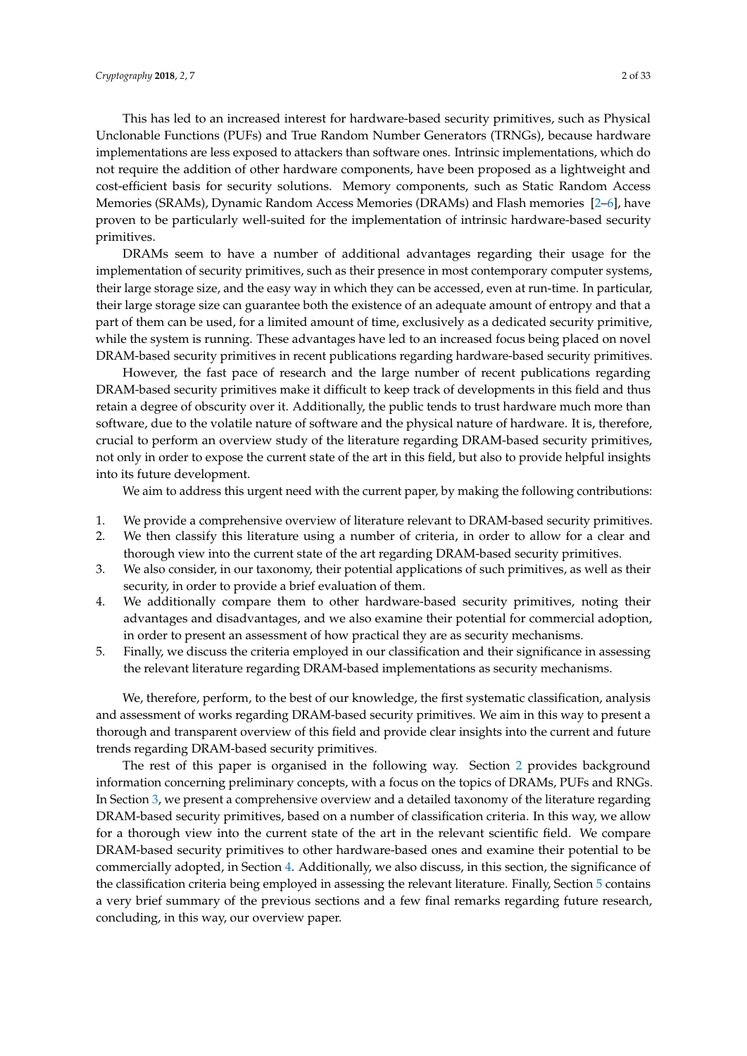This has led to an increased interest for hardware-based security primitives, such as Physical Unclonable Functions (PUFs) and True Random Number Generators (TRNGs), because hardware implementations are less exposed to attackers than software ones. Intrinsic implementations, which do not require the addition of other hardware components, have been proposed as a lightweight and cost-efficient basis for security solutions. Memory components, such as Static Random Access Memories (SRAMs), Dynamic Random Access Memories (DRAMs) and Flash memories [2–6], have proven to be particularly well-suited for the implementation of intrinsic hardware-based security primitives.

DRAMs seem to have a number of additional advantages regarding their usage for the implementation of security primitives, such as their presence in most contemporary computer systems, their large storage size, and the easy way in which they can be accessed, even at run-time. In particular, their large storage size can guarantee both the existence of an adequate amount of entropy and that a part of them can be used, for a limited amount of time, exclusively as a dedicated security primitive, while the system is running. These advantages have led to an increased focus being placed on novel DRAM-based security primitives in recent publications regarding hardware-based security primitives.

However, the fast pace of research and the large number of recent publications regarding DRAM-based security primitives make it difficult to keep track of developments in this field and thus retain a degree of obscurity over it. Additionally, the public tends to trust hardware much more than software, due to the volatile nature of software and the physical nature of hardware. It is, therefore, crucial to perform an overview study of the literature regarding DRAM-based security primitives, not only in order to expose the current state of the art in this field, but also to provide helpful insights into its future development.

We aim to address this urgent need with the current paper, by making the following contributions:

1. We provide a comprehensive overview of literature relevant to DRAM-based security primitives.
2. We then classify this literature using a number of criteria, in order to allow for a clear and thorough view into the current state of the art regarding DRAM-based security primitives.
3. We also consider, in our taxonomy, their potential applications of such primitives, as well as their security, in order to provide a brief evaluation of them.
4. We additionally compare them to other hardware-based security primitives, noting their advantages and disadvantages, and we also examine their potential for commercial adoption, in order to present an assessment of how practical they are as security mechanisms.
5. Finally, we discuss the criteria employed in our classification and their significance in assessing the relevant literature regarding DRAM-based implementations as security mechanisms.

We, therefore, perform, to the best of our knowledge, the first systematic classification, analysis and assessment of works regarding DRAM-based security primitives. We aim in this way to present a thorough and transparent overview of this field and provide clear insights into the current and future trends regarding DRAM-based security primitives.

The rest of this paper is organised in the following way. Section 2 provides background information concerning preliminary concepts, with a focus on the topics of DRAMs, PUFs and RNGs. In Section 3, we present a comprehensive overview and a detailed taxonomy of the literature regarding DRAM-based security primitives, based on a number of classification criteria. In this way, we allow for a thorough view into the current state of the art in the relevant scientific field. We compare DRAM-based security primitives to other hardware-based ones and examine their potential to be commercially adopted, in Section 4. Additionally, we also discuss, in this section, the significance of the classification criteria being employed in assessing the relevant literature. Finally, Section 5 contains a very brief summary of the previous sections and a few final remarks regarding future research, concluding, in this way, our overview paper.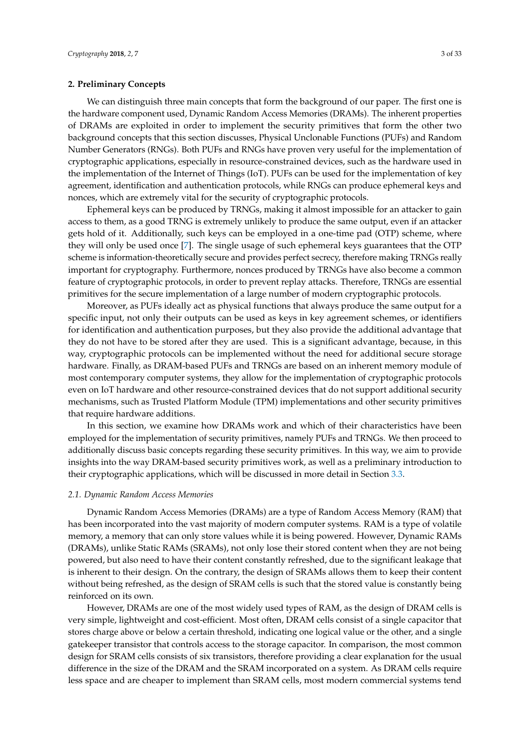## 2. Preliminary Concepts

We can distinguish three main concepts that form the background of our paper. The first one is the hardware component used, Dynamic Random Access Memories (DRAMs). The inherent properties of DRAMs are exploited in order to implement the security primitives that form the other two background concepts that this section discusses, Physical Unclonable Functions (PUFs) and Random Number Generators (RNGs). Both PUFs and RNGs have proven very useful for the implementation of cryptographic applications, especially in resource-constrained devices, such as the hardware used in the implementation of the Internet of Things (IoT). PUFs can be used for the implementation of key agreement, identification and authentication protocols, while RNGs can produce ephemeral keys and nonces, which are extremely vital for the security of cryptographic protocols.

Ephemeral keys can be produced by TRNGs, making it almost impossible for an attacker to gain access to them, as a good TRNG is extremely unlikely to produce the same output, even if an attacker gets hold of it. Additionally, such keys can be employed in a one-time pad (OTP) scheme, where they will only be used once [7]. The single usage of such ephemeral keys guarantees that the OTP scheme is information-theoretically secure and provides perfect secrecy, therefore making TRNGs really important for cryptography. Furthermore, nonces produced by TRNGs have also become a common feature of cryptographic protocols, in order to prevent replay attacks. Therefore, TRNGs are essential primitives for the secure implementation of a large number of modern cryptographic protocols.

Moreover, as PUFs ideally act as physical functions that always produce the same output for a specific input, not only their outputs can be used as keys in key agreement schemes, or identifiers for identification and authentication purposes, but they also provide the additional advantage that they do not have to be stored after they are used. This is a significant advantage, because, in this way, cryptographic protocols can be implemented without the need for additional secure storage hardware. Finally, as DRAM-based PUFs and TRNGs are based on an inherent memory module of most contemporary computer systems, they allow for the implementation of cryptographic protocols even on IoT hardware and other resource-constrained devices that do not support additional security mechanisms, such as Trusted Platform Module (TPM) implementations and other security primitives that require hardware additions.

In this section, we examine how DRAMs work and which of their characteristics have been employed for the implementation of security primitives, namely PUFs and TRNGs. We then proceed to additionally discuss basic concepts regarding these security primitives. In this way, we aim to provide insights into the way DRAM-based security primitives work, as well as a preliminary introduction to their cryptographic applications, which will be discussed in more detail in Section 3.3.

### 2.1. Dynamic Random Access Memories

Dynamic Random Access Memories (DRAMs) are a type of Random Access Memory (RAM) that has been incorporated into the vast majority of modern computer systems. RAM is a type of volatile memory, a memory that can only store values while it is being powered. However, Dynamic RAMs (DRAMs), unlike Static RAMs (SRAMs), not only lose their stored content when they are not being powered, but also need to have their content constantly refreshed, due to the significant leakage that is inherent to their design. On the contrary, the design of SRAMs allows them to keep their content without being refreshed, as the design of SRAM cells is such that the stored value is constantly being reinforced on its own.

However, DRAMs are one of the most widely used types of RAM, as the design of DRAM cells is very simple, lightweight and cost-efficient. Most often, DRAM cells consist of a single capacitor that stores charge above or below a certain threshold, indicating one logical value or the other, and a single gatekeeper transistor that controls access to the storage capacitor. In comparison, the most common design for SRAM cells consists of six transistors, therefore providing a clear explanation for the usual difference in the size of the DRAM and the SRAM incorporated on a system. As DRAM cells require less space and are cheaper to implement than SRAM cells, most modern commercial systems tend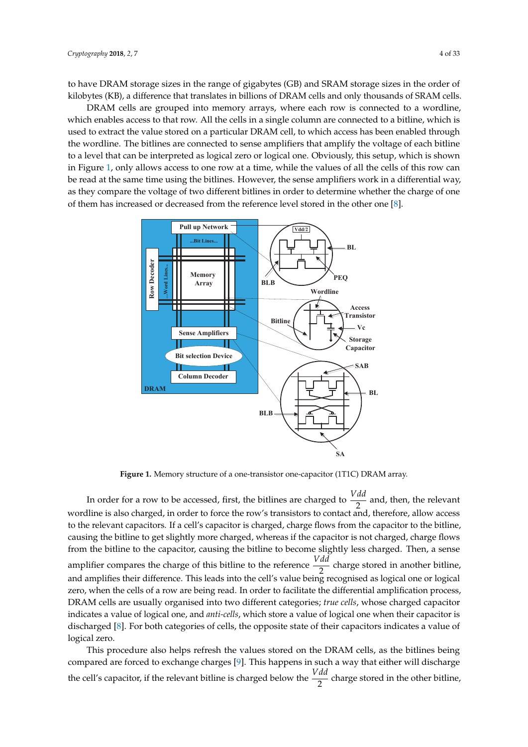to have DRAM storage sizes in the range of gigabytes (GB) and SRAM storage sizes in the order of kilobytes (KB), a difference that translates in billions of DRAM cells and only thousands of SRAM cells.

DRAM cells are grouped into memory arrays, where each row is connected to a wordline, which enables access to that row. All the cells in a single column are connected to a bitline, which is used to extract the value stored on a particular DRAM cell, to which access has been enabled through the wordline. The bitlines are connected to sense amplifiers that amplify the voltage of each bitline to a level that can be interpreted as logical zero or logical one. Obviously, this setup, which is shown in Figure 1, only allows access to one row at a time, while the values of all the cells of this row can be read at the same time using the bitlines. However, the sense amplifiers work in a differential way, as they compare the voltage of two different bitlines in order to determine whether the charge of one of them has increased or decreased from the reference level stored in the other one [8].

**Figure 1.** Memory structure of a one-transistor one-capacitor (1T1C) DRAM array.

In order for a row to be accessed, first, the bitlines are charged to $\frac{Vdd}{2}$ and, then, the relevant wordline is also charged, in order to force the row's transistors to contact and, therefore, allow access to the relevant capacitors. If a cell's capacitor is charged, charge flows from the capacitor to the bitline, causing the bitline to get slightly more charged, whereas if the capacitor is not charged, charge flows from the bitline to the capacitor, causing the bitline to become slightly less charged. Then, a sense amplifier compares the charge of this bitline to the reference $\frac{Vdd}{2}$ charge stored in another bitline, and amplifies their difference. This leads into the cell's value being recognised as logical one or logical zero, when the cells of a row are being read. In order to facilitate the differential amplification process, DRAM cells are usually organised into two different categories; *true cells*, whose charged capacitor indicates a value of logical one, and *anti-cells*, which store a value of logical one when their capacitor is discharged [8]. For both categories of cells, the opposite state of their capacitors indicates a value of logical zero.

This procedure also helps refresh the values stored on the DRAM cells, as the bitlines being compared are forced to exchange charges [9]. This happens in such a way that either will discharge the cell's capacitor, if the relevant bitline is charged below the $\frac{Vdd}{2}$ charge stored in the other bitline,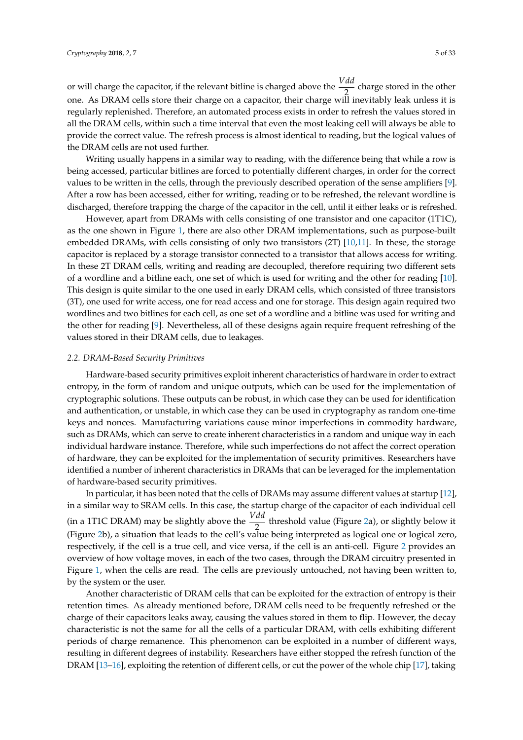or will charge the capacitor, if the relevant bitline is charged above the $\frac{Vdd}{2}$ charge stored in the other one. As DRAM cells store their charge on a capacitor, their charge will inevitably leak unless it is regularly replenished. Therefore, an automated process exists in order to refresh the values stored in all the DRAM cells, within such a time interval that even the most leaking cell will always be able to provide the correct value. The refresh process is almost identical to reading, but the logical values of the DRAM cells are not used further.

Writing usually happens in a similar way to reading, with the difference being that while a row is being accessed, particular bitlines are forced to potentially different charges, in order for the correct values to be written in the cells, through the previously described operation of the sense amplifiers [9]. After a row has been accessed, either for writing, reading or to be refreshed, the relevant wordline is discharged, therefore trapping the charge of the capacitor in the cell, until it either leaks or is refreshed.

However, apart from DRAMs with cells consisting of one transistor and one capacitor (1T1C), as the one shown in Figure 1, there are also other DRAM implementations, such as purpose-built embedded DRAMs, with cells consisting of only two transistors (2T) [10,11]. In these, the storage capacitor is replaced by a storage transistor connected to a transistor that allows access for writing. In these 2T DRAM cells, writing and reading are decoupled, therefore requiring two different sets of a wordline and a bitline each, one set of which is used for writing and the other for reading [10]. This design is quite similar to the one used in early DRAM cells, which consisted of three transistors (3T), one used for write access, one for read access and one for storage. This design again required two wordlines and two bitlines for each cell, as one set of a wordline and a bitline was used for writing and the other for reading [9]. Nevertheless, all of these designs again require frequent refreshing of the values stored in their DRAM cells, due to leakages.

### *2.2. DRAM-Based Security Primitives*

Hardware-based security primitives exploit inherent characteristics of hardware in order to extract entropy, in the form of random and unique outputs, which can be used for the implementation of cryptographic solutions. These outputs can be robust, in which case they can be used for identification and authentication, or unstable, in which case they can be used in cryptography as random one-time keys and nonces. Manufacturing variations cause minor imperfections in commodity hardware, such as DRAMs, which can serve to create inherent characteristics in a random and unique way in each individual hardware instance. Therefore, while such imperfections do not affect the correct operation of hardware, they can be exploited for the implementation of security primitives. Researchers have identified a number of inherent characteristics in DRAMs that can be leveraged for the implementation of hardware-based security primitives.

In particular, it has been noted that the cells of DRAMs may assume different values at startup [12], in a similar way to SRAM cells. In this case, the startup charge of the capacitor of each individual cell (in a 1T1C DRAM) may be slightly above the $\frac{Vdd}{2}$ threshold value (Figure 2a), or slightly below it (Figure 2b), a situation that leads to the cell's value being interpreted as logical one or logical zero, respectively, if the cell is a true cell, and vice versa, if the cell is an anti-cell. Figure 2 provides an overview of how voltage moves, in each of the two cases, through the DRAM circuitry presented in Figure 1, when the cells are read. The cells are previously untouched, not having been written to, by the system or the user.

Another characteristic of DRAM cells that can be exploited for the extraction of entropy is their retention times. As already mentioned before, DRAM cells need to be frequently refreshed or the charge of their capacitors leaks away, causing the values stored in them to flip. However, the decay characteristic is not the same for all the cells of a particular DRAM, with cells exhibiting different periods of charge remanence. This phenomenon can be exploited in a number of different ways, resulting in different degrees of instability. Researchers have either stopped the refresh function of the DRAM [13–16], exploiting the retention of different cells, or cut the power of the whole chip [17], taking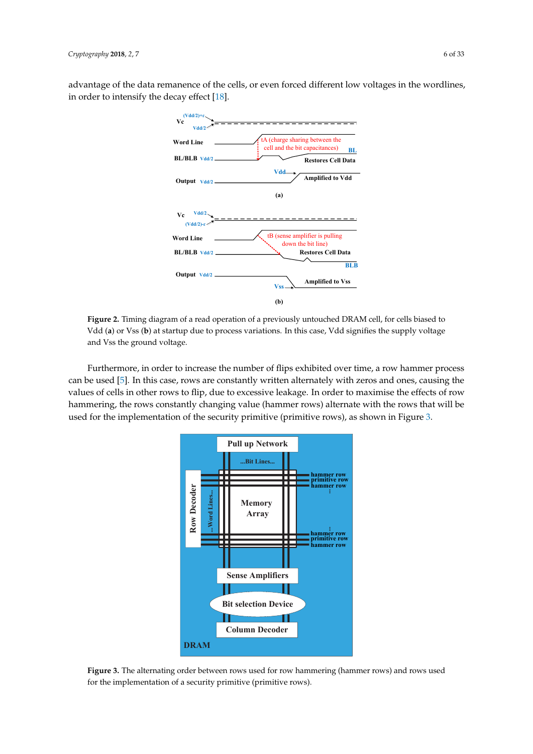advantage of the data remanence of the cells, or even forced different low voltages in the wordlines, in order to intensify the decay effect [18].

**Figure 2.** Timing diagram of a read operation of a previously untouched DRAM cell, for cells biased to Vdd (**a**) or Vss (**b**) at startup due to process variations. In this case, Vdd signifies the supply voltage and Vss the ground voltage.

Furthermore, in order to increase the number of flips exhibited over time, a row hammer process can be used [5]. In this case, rows are constantly written alternately with zeros and ones, causing the values of cells in other rows to flip, due to excessive leakage. In order to maximise the effects of row hammering, the rows constantly changing value (hammer rows) alternate with the rows that will be used for the implementation of the security primitive (primitive rows), as shown in Figure 3.

**Figure 3.** The alternating order between rows used for row hammering (hammer rows) and rows used for the implementation of a security primitive (primitive rows).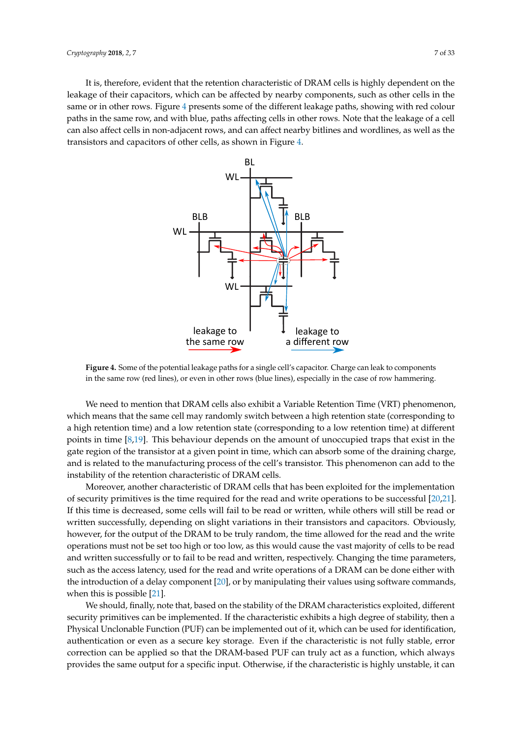It is, therefore, evident that the retention characteristic of DRAM cells is highly dependent on the leakage of their capacitors, which can be affected by nearby components, such as other cells in the same or in other rows. Figure 4 presents some of the different leakage paths, showing with red colour paths in the same row, and with blue, paths affecting cells in other rows. Note that the leakage of a cell can also affect cells in non-adjacent rows, and can affect nearby bitlines and wordlines, as well as the transistors and capacitors of other cells, as shown in Figure 4.

BL
WL
BLB
BLB
WL
WL
leakage to the same row
leakage to a different row

**Figure 4.** Some of the potential leakage paths for a single cell's capacitor. Charge can leak to components in the same row (red lines), or even in other rows (blue lines), especially in the case of row hammering.

We need to mention that DRAM cells also exhibit a Variable Retention Time (VRT) phenomenon, which means that the same cell may randomly switch between a high retention state (corresponding to a high retention time) and a low retention state (corresponding to a low retention time) at different points in time [8,19]. This behaviour depends on the amount of unoccupied traps that exist in the gate region of the transistor at a given point in time, which can absorb some of the draining charge, and is related to the manufacturing process of the cell's transistor. This phenomenon can add to the instability of the retention characteristic of DRAM cells.

Moreover, another characteristic of DRAM cells that has been exploited for the implementation of security primitives is the time required for the read and write operations to be successful [20,21]. If this time is decreased, some cells will fail to be read or written, while others will still be read or written successfully, depending on slight variations in their transistors and capacitors. Obviously, however, for the output of the DRAM to be truly random, the time allowed for the read and the write operations must not be set too high or too low, as this would cause the vast majority of cells to be read and written successfully or to fail to be read and written, respectively. Changing the time parameters, such as the access latency, used for the read and write operations of a DRAM can be done either with the introduction of a delay component [20], or by manipulating their values using software commands, when this is possible [21].

We should, finally, note that, based on the stability of the DRAM characteristics exploited, different security primitives can be implemented. If the characteristic exhibits a high degree of stability, then a Physical Unclonable Function (PUF) can be implemented out of it, which can be used for identification, authentication or even as a secure key storage. Even if the characteristic is not fully stable, error correction can be applied so that the DRAM-based PUF can truly act as a function, which always provides the same output for a specific input. Otherwise, if the characteristic is highly unstable, it can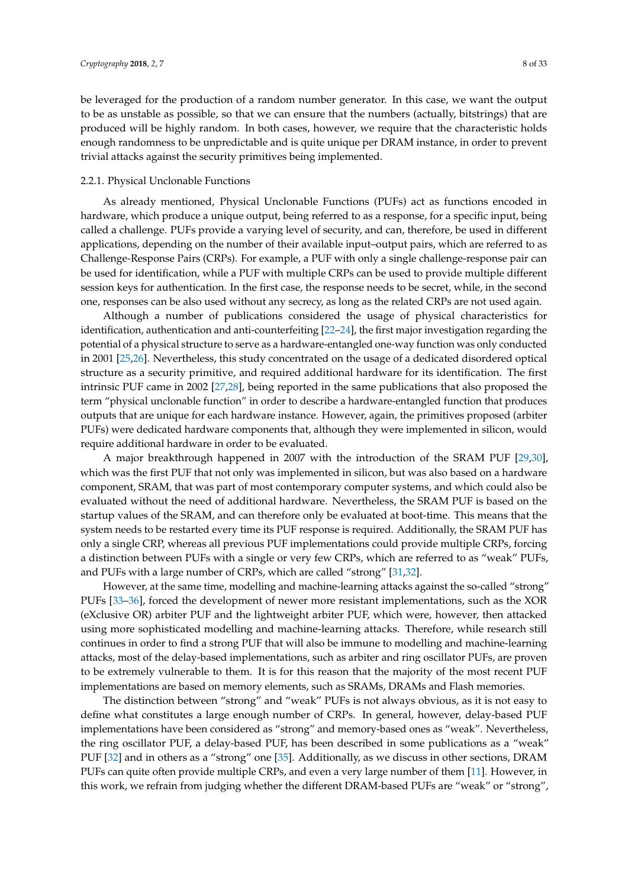be leveraged for the production of a random number generator. In this case, we want the output to be as unstable as possible, so that we can ensure that the numbers (actually, bitstrings) that are produced will be highly random. In both cases, however, we require that the characteristic holds enough randomness to be unpredictable and is quite unique per DRAM instance, in order to prevent trivial attacks against the security primitives being implemented.

#### 2.2.1. Physical Unclonable Functions

As already mentioned, Physical Unclonable Functions (PUFs) act as functions encoded in hardware, which produce a unique output, being referred to as a response, for a specific input, being called a challenge. PUFs provide a varying level of security, and can, therefore, be used in different applications, depending on the number of their available input–output pairs, which are referred to as Challenge-Response Pairs (CRPs). For example, a PUF with only a single challenge-response pair can be used for identification, while a PUF with multiple CRPs can be used to provide multiple different session keys for authentication. In the first case, the response needs to be secret, while, in the second one, responses can be also used without any secrecy, as long as the related CRPs are not used again.

Although a number of publications considered the usage of physical characteristics for identification, authentication and anti-counterfeiting [22–24], the first major investigation regarding the potential of a physical structure to serve as a hardware-entangled one-way function was only conducted in 2001 [25,26]. Nevertheless, this study concentrated on the usage of a dedicated disordered optical structure as a security primitive, and required additional hardware for its identification. The first intrinsic PUF came in 2002 [27,28], being reported in the same publications that also proposed the term "physical unclonable function" in order to describe a hardware-entangled function that produces outputs that are unique for each hardware instance. However, again, the primitives proposed (arbiter PUFs) were dedicated hardware components that, although they were implemented in silicon, would require additional hardware in order to be evaluated.

A major breakthrough happened in 2007 with the introduction of the SRAM PUF [29,30], which was the first PUF that not only was implemented in silicon, but was also based on a hardware component, SRAM, that was part of most contemporary computer systems, and which could also be evaluated without the need of additional hardware. Nevertheless, the SRAM PUF is based on the startup values of the SRAM, and can therefore only be evaluated at boot-time. This means that the system needs to be restarted every time its PUF response is required. Additionally, the SRAM PUF has only a single CRP, whereas all previous PUF implementations could provide multiple CRPs, forcing a distinction between PUFs with a single or very few CRPs, which are referred to as "weak" PUFs, and PUFs with a large number of CRPs, which are called "strong" [31,32].

However, at the same time, modelling and machine-learning attacks against the so-called "strong" PUFs [33–36], forced the development of newer more resistant implementations, such as the XOR (eXclusive OR) arbiter PUF and the lightweight arbiter PUF, which were, however, then attacked using more sophisticated modelling and machine-learning attacks. Therefore, while research still continues in order to find a strong PUF that will also be immune to modelling and machine-learning attacks, most of the delay-based implementations, such as arbiter and ring oscillator PUFs, are proven to be extremely vulnerable to them. It is for this reason that the majority of the most recent PUF implementations are based on memory elements, such as SRAMs, DRAMs and Flash memories.

The distinction between "strong" and "weak" PUFs is not always obvious, as it is not easy to define what constitutes a large enough number of CRPs. In general, however, delay-based PUF implementations have been considered as "strong" and memory-based ones as "weak". Nevertheless, the ring oscillator PUF, a delay-based PUF, has been described in some publications as a "weak" PUF [32] and in others as a "strong" one [35]. Additionally, as we discuss in other sections, DRAM PUFs can quite often provide multiple CRPs, and even a very large number of them [11]. However, in this work, we refrain from judging whether the different DRAM-based PUFs are "weak" or "strong",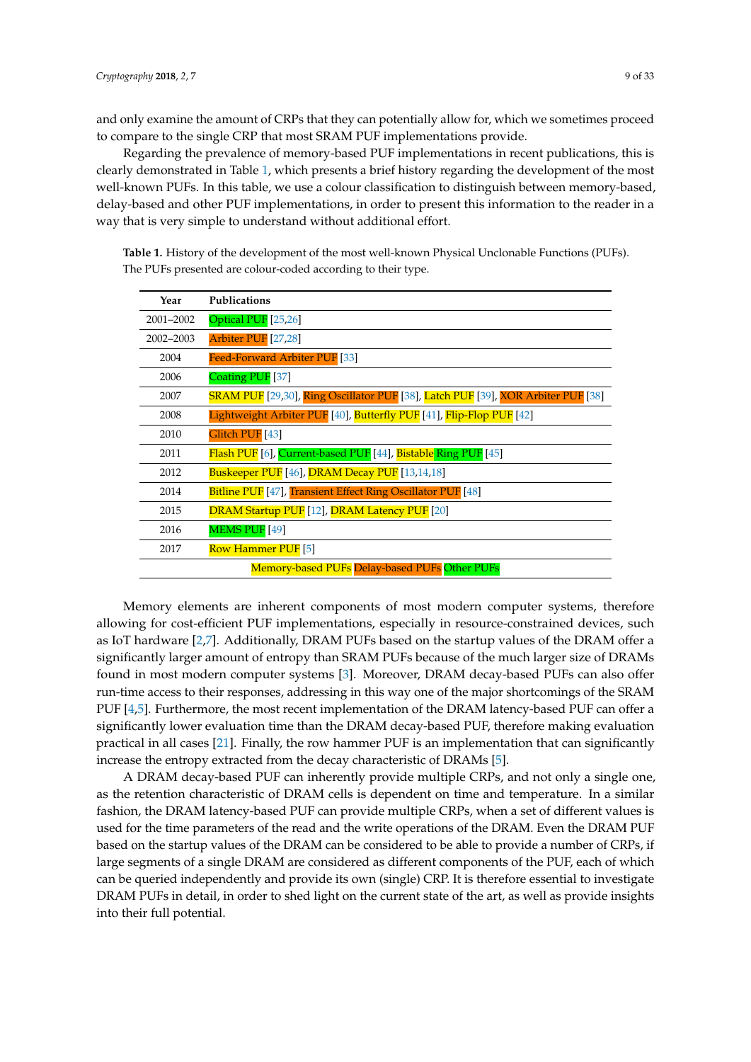and only examine the amount of CRPs that they can potentially allow for, which we sometimes proceed to compare to the single CRP that most SRAM PUF implementations provide.

Regarding the prevalence of memory-based PUF implementations in recent publications, this is clearly demonstrated in Table 1, which presents a brief history regarding the development of the most well-known PUFs. In this table, we use a colour classification to distinguish between memory-based, delay-based and other PUF implementations, in order to present this information to the reader in a way that is very simple to understand without additional effort.

**Table 1.** History of the development of the most well-known Physical Unclonable Functions (PUFs). The PUFs presented are colour-coded according to their type.

| Year | Publications |
|---|---|
| 2001–2002 | Optical PUF [25,26] |
| 2002–2003 | Arbiter PUF [27,28] |
| 2004 | Feed-Forward Arbiter PUF [33] |
| 2006 | Coating PUF [37] |
| 2007 | SRAM PUF [29,30], Ring Oscillator PUF [38], Latch PUF [39], XOR Arbiter PUF [38] |
| 2008 | Lightweight Arbiter PUF [40], Butterfly PUF [41], Flip-Flop PUF [42] |
| 2010 | Glitch PUF [43] |
| 2011 | Flash PUF [6], Current-based PUF [44], Bistable Ring PUF [45] |
| 2012 | Buskeeper PUF [46], DRAM Decay PUF [13,14,18] |
| 2014 | Bitline PUF [47], Transient Effect Ring Oscillator PUF [48] |
| 2015 | DRAM Startup PUF [12], DRAM Latency PUF [20] |
| 2016 | MEMS PUF [49] |
| 2017 | Row Hammer PUF [5] |
| | Memory-based PUFs Delay-based PUFs Other PUFs |

Memory elements are inherent components of most modern computer systems, therefore allowing for cost-efficient PUF implementations, especially in resource-constrained devices, such as IoT hardware [2,7]. Additionally, DRAM PUFs based on the startup values of the DRAM offer a significantly larger amount of entropy than SRAM PUFs because of the much larger size of DRAMs found in most modern computer systems [3]. Moreover, DRAM decay-based PUFs can also offer run-time access to their responses, addressing in this way one of the major shortcomings of the SRAM PUF [4,5]. Furthermore, the most recent implementation of the DRAM latency-based PUF can offer a significantly lower evaluation time than the DRAM decay-based PUF, therefore making evaluation practical in all cases [21]. Finally, the row hammer PUF is an implementation that can significantly increase the entropy extracted from the decay characteristic of DRAMs [5].

A DRAM decay-based PUF can inherently provide multiple CRPs, and not only a single one, as the retention characteristic of DRAM cells is dependent on time and temperature. In a similar fashion, the DRAM latency-based PUF can provide multiple CRPs, when a set of different values is used for the time parameters of the read and the write operations of the DRAM. Even the DRAM PUF based on the startup values of the DRAM can be considered to be able to provide a number of CRPs, if large segments of a single DRAM are considered as different components of the PUF, each of which can be queried independently and provide its own (single) CRP. It is therefore essential to investigate DRAM PUFs in detail, in order to shed light on the current state of the art, as well as provide insights into their full potential.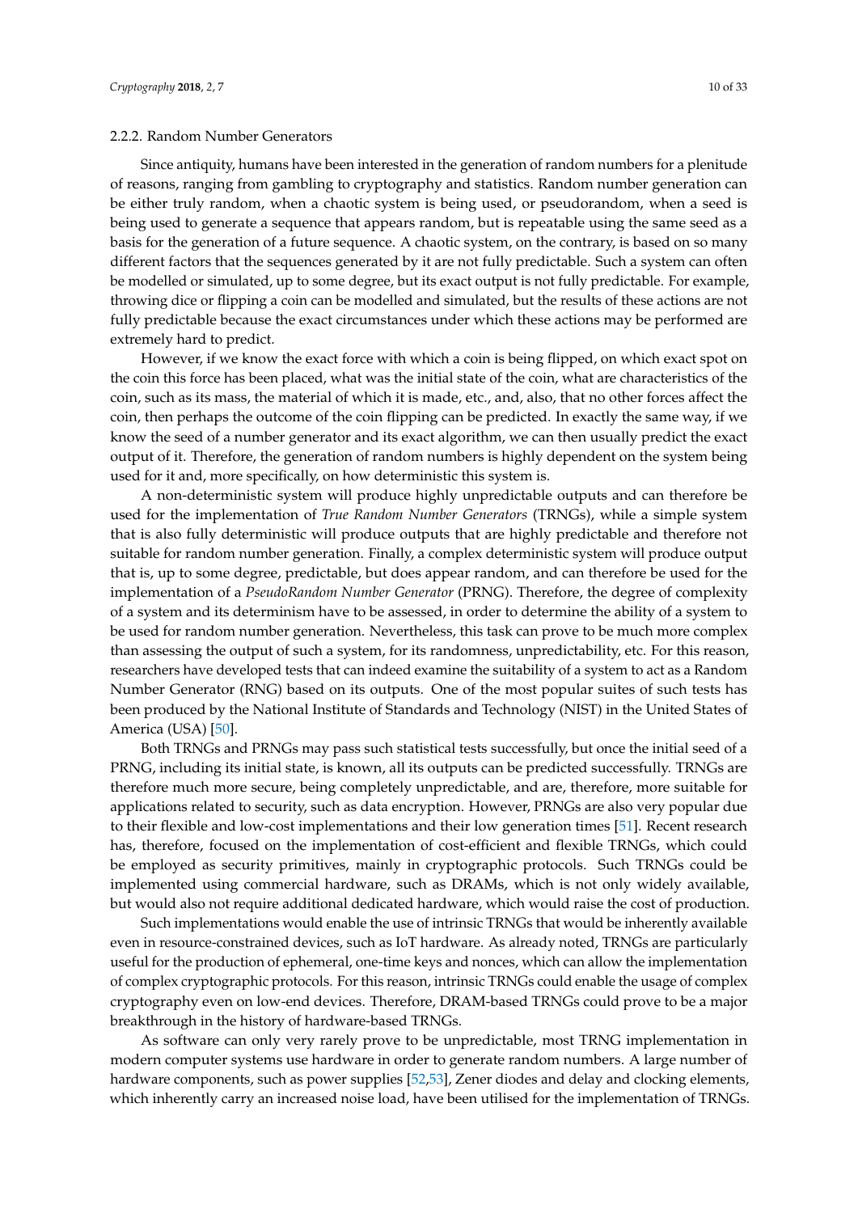#### 2.2.2. Random Number Generators

Since antiquity, humans have been interested in the generation of random numbers for a plenitude of reasons, ranging from gambling to cryptography and statistics. Random number generation can be either truly random, when a chaotic system is being used, or pseudorandom, when a seed is being used to generate a sequence that appears random, but is repeatable using the same seed as a basis for the generation of a future sequence. A chaotic system, on the contrary, is based on so many different factors that the sequences generated by it are not fully predictable. Such a system can often be modelled or simulated, up to some degree, but its exact output is not fully predictable. For example, throwing dice or flipping a coin can be modelled and simulated, but the results of these actions are not fully predictable because the exact circumstances under which these actions may be performed are extremely hard to predict.

However, if we know the exact force with which a coin is being flipped, on which exact spot on the coin this force has been placed, what was the initial state of the coin, what are characteristics of the coin, such as its mass, the material of which it is made, etc., and, also, that no other forces affect the coin, then perhaps the outcome of the coin flipping can be predicted. In exactly the same way, if we know the seed of a number generator and its exact algorithm, we can then usually predict the exact output of it. Therefore, the generation of random numbers is highly dependent on the system being used for it and, more specifically, on how deterministic this system is.

A non-deterministic system will produce highly unpredictable outputs and can therefore be used for the implementation of *True Random Number Generators* (TRNGs), while a simple system that is also fully deterministic will produce outputs that are highly predictable and therefore not suitable for random number generation. Finally, a complex deterministic system will produce output that is, up to some degree, predictable, but does appear random, and can therefore be used for the implementation of a *PseudoRandom Number Generator* (PRNG). Therefore, the degree of complexity of a system and its determinism have to be assessed, in order to determine the ability of a system to be used for random number generation. Nevertheless, this task can prove to be much more complex than assessing the output of such a system, for its randomness, unpredictability, etc. For this reason, researchers have developed tests that can indeed examine the suitability of a system to act as a Random Number Generator (RNG) based on its outputs. One of the most popular suites of such tests has been produced by the National Institute of Standards and Technology (NIST) in the United States of America (USA) [50].

Both TRNGs and PRNGs may pass such statistical tests successfully, but once the initial seed of a PRNG, including its initial state, is known, all its outputs can be predicted successfully. TRNGs are therefore much more secure, being completely unpredictable, and are, therefore, more suitable for applications related to security, such as data encryption. However, PRNGs are also very popular due to their flexible and low-cost implementations and their low generation times [51]. Recent research has, therefore, focused on the implementation of cost-efficient and flexible TRNGs, which could be employed as security primitives, mainly in cryptographic protocols. Such TRNGs could be implemented using commercial hardware, such as DRAMs, which is not only widely available, but would also not require additional dedicated hardware, which would raise the cost of production.

Such implementations would enable the use of intrinsic TRNGs that would be inherently available even in resource-constrained devices, such as IoT hardware. As already noted, TRNGs are particularly useful for the production of ephemeral, one-time keys and nonces, which can allow the implementation of complex cryptographic protocols. For this reason, intrinsic TRNGs could enable the usage of complex cryptography even on low-end devices. Therefore, DRAM-based TRNGs could prove to be a major breakthrough in the history of hardware-based TRNGs.

As software can only very rarely prove to be unpredictable, most TRNG implementation in modern computer systems use hardware in order to generate random numbers. A large number of hardware components, such as power supplies [52,53], Zener diodes and delay and clocking elements, which inherently carry an increased noise load, have been utilised for the implementation of TRNGs.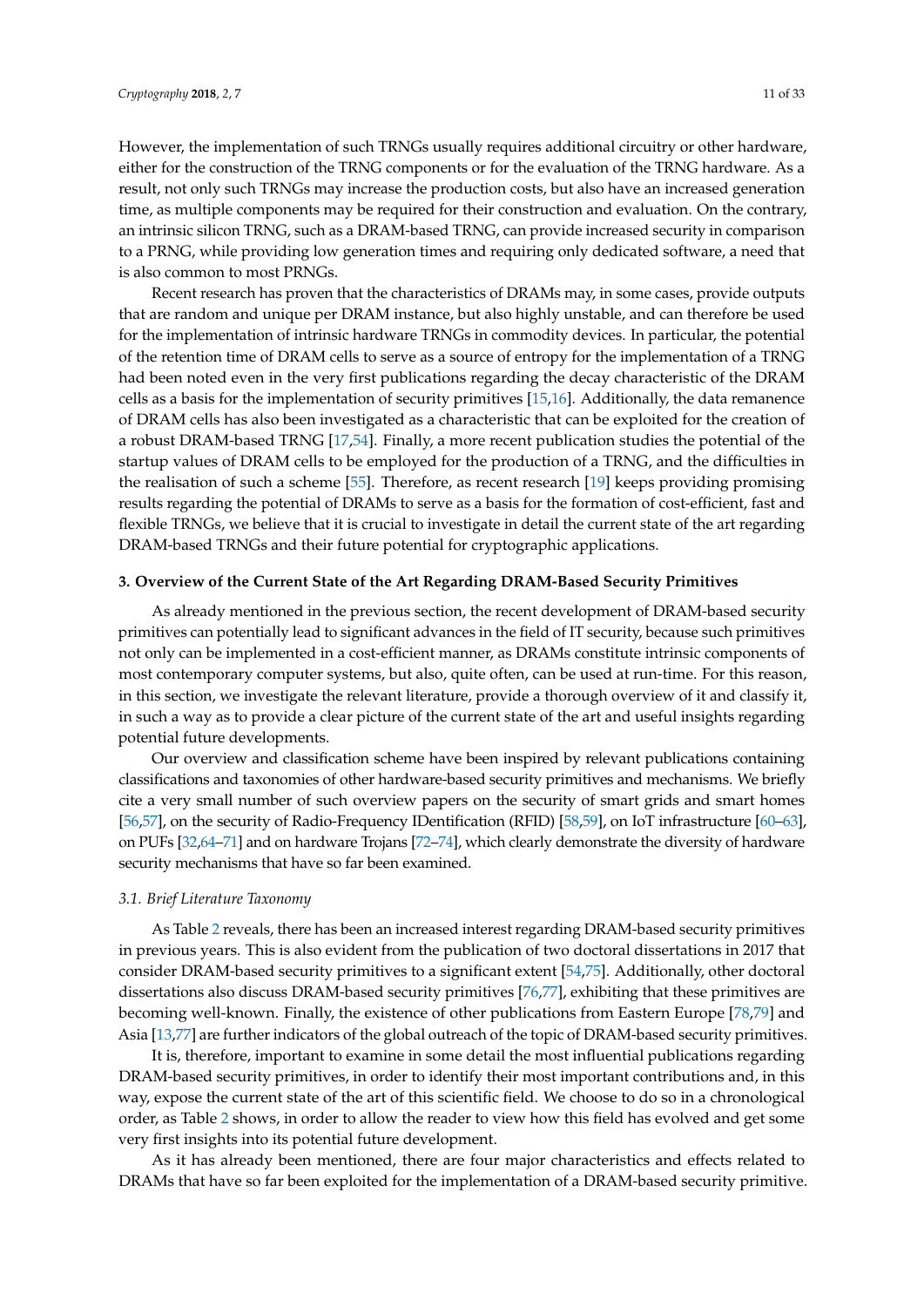However, the implementation of such TRNGs usually requires additional circuitry or other hardware, either for the construction of the TRNG components or for the evaluation of the TRNG hardware. As a result, not only such TRNGs may increase the production costs, but also have an increased generation time, as multiple components may be required for their construction and evaluation. On the contrary, an intrinsic silicon TRNG, such as a DRAM-based TRNG, can provide increased security in comparison to a PRNG, while providing low generation times and requiring only dedicated software, a need that is also common to most PRNGs.

Recent research has proven that the characteristics of DRAMs may, in some cases, provide outputs that are random and unique per DRAM instance, but also highly unstable, and can therefore be used for the implementation of intrinsic hardware TRNGs in commodity devices. In particular, the potential of the retention time of DRAM cells to serve as a source of entropy for the implementation of a TRNG had been noted even in the very first publications regarding the decay characteristic of the DRAM cells as a basis for the implementation of security primitives [15,16]. Additionally, the data remanence of DRAM cells has also been investigated as a characteristic that can be exploited for the creation of a robust DRAM-based TRNG [17,54]. Finally, a more recent publication studies the potential of the startup values of DRAM cells to be employed for the production of a TRNG, and the difficulties in the realisation of such a scheme [55]. Therefore, as recent research [19] keeps providing promising results regarding the potential of DRAMs to serve as a basis for the formation of cost-efficient, fast and flexible TRNGs, we believe that it is crucial to investigate in detail the current state of the art regarding DRAM-based TRNGs and their future potential for cryptographic applications.

## 3. Overview of the Current State of the Art Regarding DRAM-Based Security Primitives

As already mentioned in the previous section, the recent development of DRAM-based security primitives can potentially lead to significant advances in the field of IT security, because such primitives not only can be implemented in a cost-efficient manner, as DRAMs constitute intrinsic components of most contemporary computer systems, but also, quite often, can be used at run-time. For this reason, in this section, we investigate the relevant literature, provide a thorough overview of it and classify it, in such a way as to provide a clear picture of the current state of the art and useful insights regarding potential future developments.

Our overview and classification scheme have been inspired by relevant publications containing classifications and taxonomies of other hardware-based security primitives and mechanisms. We briefly cite a very small number of such overview papers on the security of smart grids and smart homes [56,57], on the security of Radio-Frequency IDentification (RFID) [58,59], on IoT infrastructure [60–63], on PUFs [32,64–71] and on hardware Trojans [72–74], which clearly demonstrate the diversity of hardware security mechanisms that have so far been examined.

### *3.1. Brief Literature Taxonomy*

As Table 2 reveals, there has been an increased interest regarding DRAM-based security primitives in previous years. This is also evident from the publication of two doctoral dissertations in 2017 that consider DRAM-based security primitives to a significant extent [54,75]. Additionally, other doctoral dissertations also discuss DRAM-based security primitives [76,77], exhibiting that these primitives are becoming well-known. Finally, the existence of other publications from Eastern Europe [78,79] and Asia [13,77] are further indicators of the global outreach of the topic of DRAM-based security primitives.

It is, therefore, important to examine in some detail the most influential publications regarding DRAM-based security primitives, in order to identify their most important contributions and, in this way, expose the current state of the art of this scientific field. We choose to do so in a chronological order, as Table 2 shows, in order to allow the reader to view how this field has evolved and get some very first insights into its potential future development.

As it has already been mentioned, there are four major characteristics and effects related to DRAMs that have so far been exploited for the implementation of a DRAM-based security primitive.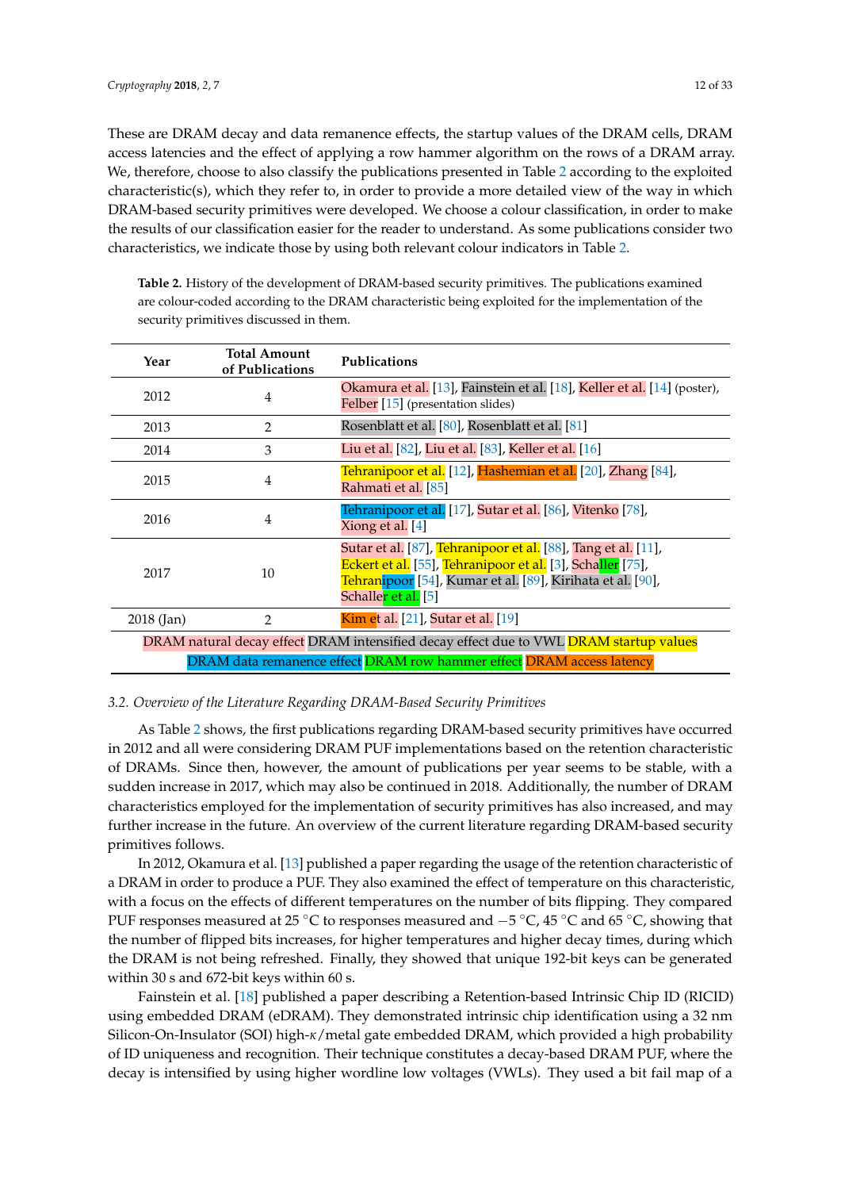These are DRAM decay and data remanence effects, the startup values of the DRAM cells, DRAM access latencies and the effect of applying a row hammer algorithm on the rows of a DRAM array. We, therefore, choose to also classify the publications presented in Table 2 according to the exploited characteristic(s), which they refer to, in order to provide a more detailed view of the way in which DRAM-based security primitives were developed. We choose a colour classification, in order to make the results of our classification easier for the reader to understand. As some publications consider two characteristics, we indicate those by using both relevant colour indicators in Table 2.

**Table 2.** History of the development of DRAM-based security primitives. The publications examined are colour-coded according to the DRAM characteristic being exploited for the implementation of the security primitives discussed in them.

| Year | Total Amount of Publications | Publications |
|---|---|---|
| 2012 | 4 | Okamura et al. [13], Fainstein et al. [18], Keller et al. [14] (poster), Felber [15] (presentation slides) |
| 2013 | 2 | Rosenblatt et al. [80], Rosenblatt et al. [81] |
| 2014 | 3 | Liu et al. [82], Liu et al. [83], Keller et al. [16] |
| 2015 | 4 | Tehranipoor et al. [12], Hashemian et al. [20], Zhang [84], Rahmati et al. [85] |
| 2016 | 4 | Tehranipoor et al. [17], Sutar et al. [86], Vitenko [78], Xiong et al. [4] |
| 2017 | 10 | Sutar et al. [87], Tehranipoor et al. [88], Tang et al. [11], Eckert et al. [55], Tehranipoor et al. [3], Schaller [75], Tehranipoor [54], Kumar et al. [89], Kirihata et al. [90], Schaller et al. [5] |
| 2018 (Jan) | 2 | Kim et al. [21], Sutar et al. [19] |

DRAM natural decay effect; DRAM intensified decay effect due to VWL; DRAM startup values; DRAM data remanence effect; DRAM row hammer effect; DRAM access latency

### 3.2. Overview of the Literature Regarding DRAM-Based Security Primitives

As Table 2 shows, the first publications regarding DRAM-based security primitives have occurred in 2012 and all were considering DRAM PUF implementations based on the retention characteristic of DRAMs. Since then, however, the amount of publications per year seems to be stable, with a sudden increase in 2017, which may also be continued in 2018. Additionally, the number of DRAM characteristics employed for the implementation of security primitives has also increased, and may further increase in the future. An overview of the current literature regarding DRAM-based security primitives follows.

In 2012, Okamura et al. [13] published a paper regarding the usage of the retention characteristic of a DRAM in order to produce a PUF. They also examined the effect of temperature on this characteristic, with a focus on the effects of different temperatures on the number of bits flipping. They compared PUF responses measured at 25 °C to responses measured and −5 °C, 45 °C and 65 °C, showing that the number of flipped bits increases, for higher temperatures and higher decay times, during which the DRAM is not being refreshed. Finally, they showed that unique 192-bit keys can be generated within 30 s and 672-bit keys within 60 s.

Fainstein et al. [18] published a paper describing a Retention-based Intrinsic Chip ID (RICID) using embedded DRAM (eDRAM). They demonstrated intrinsic chip identification using a 32 nm Silicon-On-Insulator (SOI) high-$\kappa$/metal gate embedded DRAM, which provided a high probability of ID uniqueness and recognition. Their technique constitutes a decay-based DRAM PUF, where the decay is intensified by using higher wordline low voltages (VWLs). They used a bit fail map of a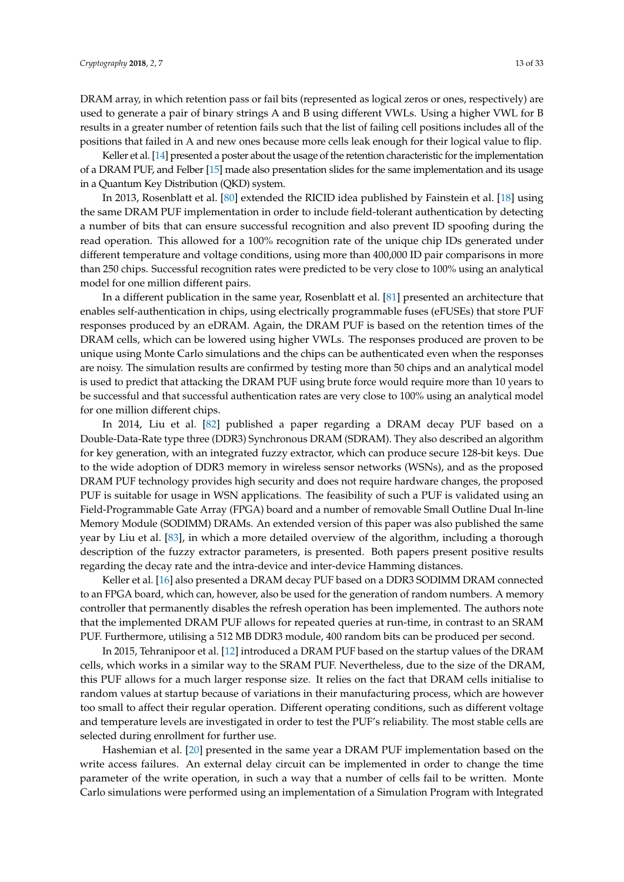DRAM array, in which retention pass or fail bits (represented as logical zeros or ones, respectively) are used to generate a pair of binary strings A and B using different VWLs. Using a higher VWL for B results in a greater number of retention fails such that the list of failing cell positions includes all of the positions that failed in A and new ones because more cells leak enough for their logical value to flip.

Keller et al. [14] presented a poster about the usage of the retention characteristic for the implementation of a DRAM PUF, and Felber [15] made also presentation slides for the same implementation and its usage in a Quantum Key Distribution (QKD) system.

In 2013, Rosenblatt et al. [80] extended the RICID idea published by Fainstein et al. [18] using the same DRAM PUF implementation in order to include field-tolerant authentication by detecting a number of bits that can ensure successful recognition and also prevent ID spoofing during the read operation. This allowed for a 100% recognition rate of the unique chip IDs generated under different temperature and voltage conditions, using more than 400,000 ID pair comparisons in more than 250 chips. Successful recognition rates were predicted to be very close to 100% using an analytical model for one million different pairs.

In a different publication in the same year, Rosenblatt et al. [81] presented an architecture that enables self-authentication in chips, using electrically programmable fuses (eFUSEs) that store PUF responses produced by an eDRAM. Again, the DRAM PUF is based on the retention times of the DRAM cells, which can be lowered using higher VWLs. The responses produced are proven to be unique using Monte Carlo simulations and the chips can be authenticated even when the responses are noisy. The simulation results are confirmed by testing more than 50 chips and an analytical model is used to predict that attacking the DRAM PUF using brute force would require more than 10 years to be successful and that successful authentication rates are very close to 100% using an analytical model for one million different chips.

In 2014, Liu et al. [82] published a paper regarding a DRAM decay PUF based on a Double-Data-Rate type three (DDR3) Synchronous DRAM (SDRAM). They also described an algorithm for key generation, with an integrated fuzzy extractor, which can produce secure 128-bit keys. Due to the wide adoption of DDR3 memory in wireless sensor networks (WSNs), and as the proposed DRAM PUF technology provides high security and does not require hardware changes, the proposed PUF is suitable for usage in WSN applications. The feasibility of such a PUF is validated using an Field-Programmable Gate Array (FPGA) board and a number of removable Small Outline Dual In-line Memory Module (SODIMM) DRAMs. An extended version of this paper was also published the same year by Liu et al. [83], in which a more detailed overview of the algorithm, including a thorough description of the fuzzy extractor parameters, is presented. Both papers present positive results regarding the decay rate and the intra-device and inter-device Hamming distances.

Keller et al. [16] also presented a DRAM decay PUF based on a DDR3 SODIMM DRAM connected to an FPGA board, which can, however, also be used for the generation of random numbers. A memory controller that permanently disables the refresh operation has been implemented. The authors note that the implemented DRAM PUF allows for repeated queries at run-time, in contrast to an SRAM PUF. Furthermore, utilising a 512 MB DDR3 module, 400 random bits can be produced per second.

In 2015, Tehranipoor et al. [12] introduced a DRAM PUF based on the startup values of the DRAM cells, which works in a similar way to the SRAM PUF. Nevertheless, due to the size of the DRAM, this PUF allows for a much larger response size. It relies on the fact that DRAM cells initialise to random values at startup because of variations in their manufacturing process, which are however too small to affect their regular operation. Different operating conditions, such as different voltage and temperature levels are investigated in order to test the PUF's reliability. The most stable cells are selected during enrollment for further use.

Hashemian et al. [20] presented in the same year a DRAM PUF implementation based on the write access failures. An external delay circuit can be implemented in order to change the time parameter of the write operation, in such a way that a number of cells fail to be written. Monte Carlo simulations were performed using an implementation of a Simulation Program with Integrated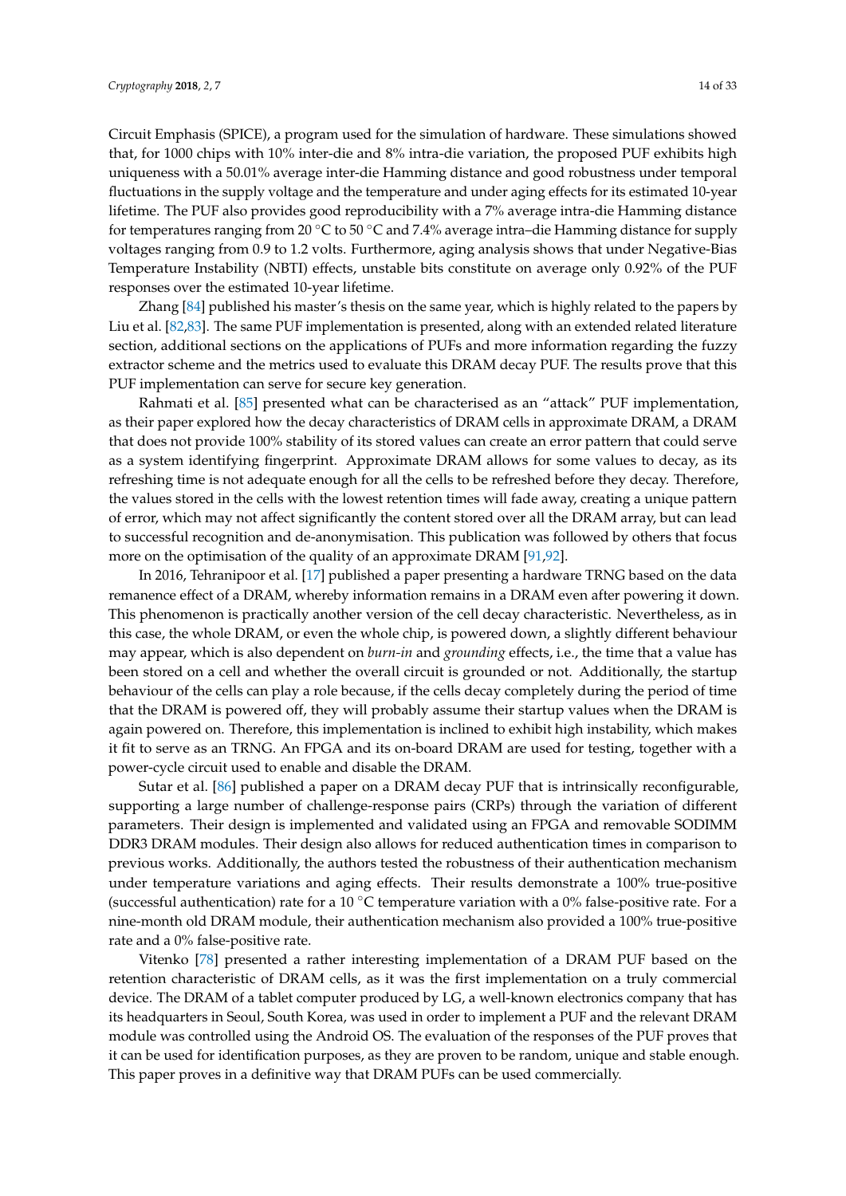Circuit Emphasis (SPICE), a program used for the simulation of hardware. These simulations showed that, for 1000 chips with 10% inter-die and 8% intra-die variation, the proposed PUF exhibits high uniqueness with a 50.01% average inter-die Hamming distance and good robustness under temporal fluctuations in the supply voltage and the temperature and under aging effects for its estimated 10-year lifetime. The PUF also provides good reproducibility with a 7% average intra-die Hamming distance for temperatures ranging from 20 °C to 50 °C and 7.4% average intra–die Hamming distance for supply voltages ranging from 0.9 to 1.2 volts. Furthermore, aging analysis shows that under Negative-Bias Temperature Instability (NBTI) effects, unstable bits constitute on average only 0.92% of the PUF responses over the estimated 10-year lifetime.

Zhang [84] published his master's thesis on the same year, which is highly related to the papers by Liu et al. [82,83]. The same PUF implementation is presented, along with an extended related literature section, additional sections on the applications of PUFs and more information regarding the fuzzy extractor scheme and the metrics used to evaluate this DRAM decay PUF. The results prove that this PUF implementation can serve for secure key generation.

Rahmati et al. [85] presented what can be characterised as an "attack" PUF implementation, as their paper explored how the decay characteristics of DRAM cells in approximate DRAM, a DRAM that does not provide 100% stability of its stored values can create an error pattern that could serve as a system identifying fingerprint. Approximate DRAM allows for some values to decay, as its refreshing time is not adequate enough for all the cells to be refreshed before they decay. Therefore, the values stored in the cells with the lowest retention times will fade away, creating a unique pattern of error, which may not affect significantly the content stored over all the DRAM array, but can lead to successful recognition and de-anonymisation. This publication was followed by others that focus more on the optimisation of the quality of an approximate DRAM [91,92].

In 2016, Tehranipoor et al. [17] published a paper presenting a hardware TRNG based on the data remanence effect of a DRAM, whereby information remains in a DRAM even after powering it down. This phenomenon is practically another version of the cell decay characteristic. Nevertheless, as in this case, the whole DRAM, or even the whole chip, is powered down, a slightly different behaviour may appear, which is also dependent on *burn-in* and *grounding* effects, i.e., the time that a value has been stored on a cell and whether the overall circuit is grounded or not. Additionally, the startup behaviour of the cells can play a role because, if the cells decay completely during the period of time that the DRAM is powered off, they will probably assume their startup values when the DRAM is again powered on. Therefore, this implementation is inclined to exhibit high instability, which makes it fit to serve as an TRNG. An FPGA and its on-board DRAM are used for testing, together with a power-cycle circuit used to enable and disable the DRAM.

Sutar et al. [86] published a paper on a DRAM decay PUF that is intrinsically reconfigurable, supporting a large number of challenge-response pairs (CRPs) through the variation of different parameters. Their design is implemented and validated using an FPGA and removable SODIMM DDR3 DRAM modules. Their design also allows for reduced authentication times in comparison to previous works. Additionally, the authors tested the robustness of their authentication mechanism under temperature variations and aging effects. Their results demonstrate a 100% true-positive (successful authentication) rate for a 10 °C temperature variation with a 0% false-positive rate. For a nine-month old DRAM module, their authentication mechanism also provided a 100% true-positive rate and a 0% false-positive rate.

Vitenko [78] presented a rather interesting implementation of a DRAM PUF based on the retention characteristic of DRAM cells, as it was the first implementation on a truly commercial device. The DRAM of a tablet computer produced by LG, a well-known electronics company that has its headquarters in Seoul, South Korea, was used in order to implement a PUF and the relevant DRAM module was controlled using the Android OS. The evaluation of the responses of the PUF proves that it can be used for identification purposes, as they are proven to be random, unique and stable enough. This paper proves in a definitive way that DRAM PUFs can be used commercially.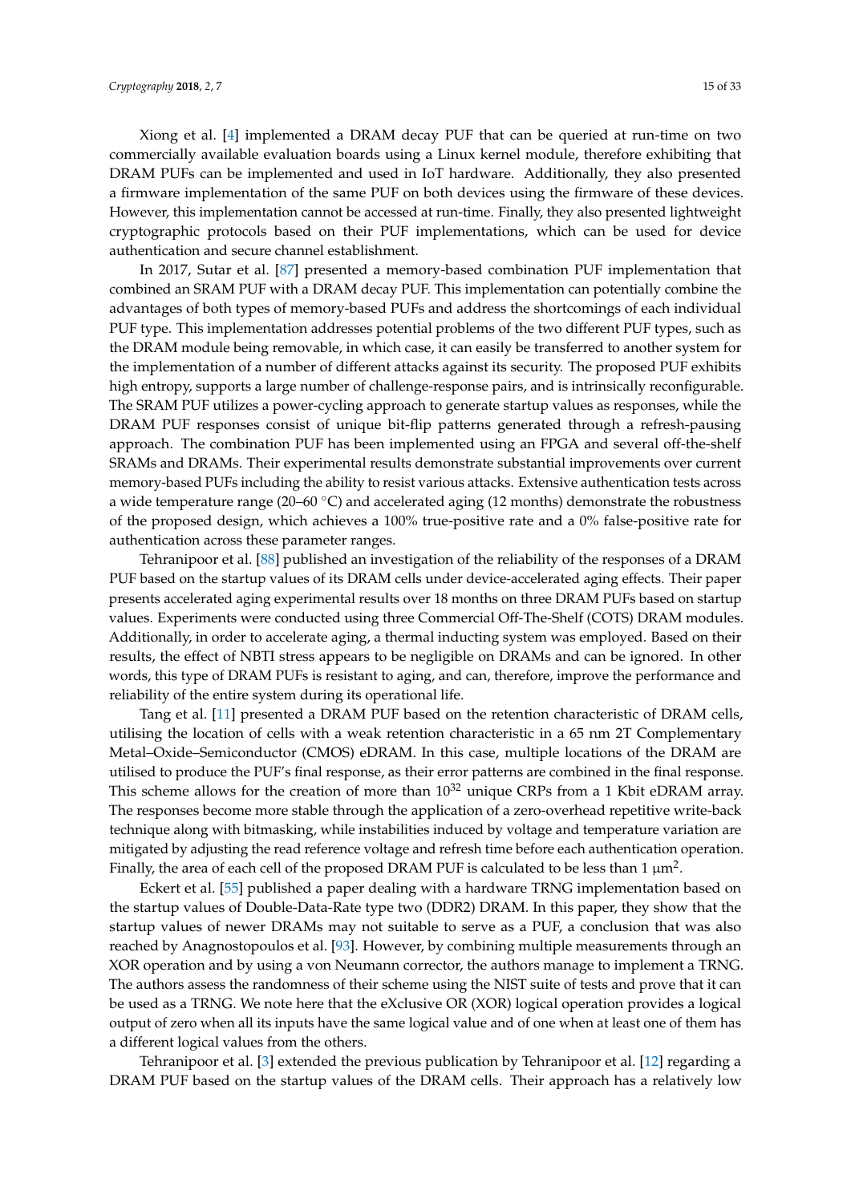Xiong et al. [4] implemented a DRAM decay PUF that can be queried at run-time on two commercially available evaluation boards using a Linux kernel module, therefore exhibiting that DRAM PUFs can be implemented and used in IoT hardware. Additionally, they also presented a firmware implementation of the same PUF on both devices using the firmware of these devices. However, this implementation cannot be accessed at run-time. Finally, they also presented lightweight cryptographic protocols based on their PUF implementations, which can be used for device authentication and secure channel establishment.

In 2017, Sutar et al. [87] presented a memory-based combination PUF implementation that combined an SRAM PUF with a DRAM decay PUF. This implementation can potentially combine the advantages of both types of memory-based PUFs and address the shortcomings of each individual PUF type. This implementation addresses potential problems of the two different PUF types, such as the DRAM module being removable, in which case, it can easily be transferred to another system for the implementation of a number of different attacks against its security. The proposed PUF exhibits high entropy, supports a large number of challenge-response pairs, and is intrinsically reconfigurable. The SRAM PUF utilizes a power-cycling approach to generate startup values as responses, while the DRAM PUF responses consist of unique bit-flip patterns generated through a refresh-pausing approach. The combination PUF has been implemented using an FPGA and several off-the-shelf SRAMs and DRAMs. Their experimental results demonstrate substantial improvements over current memory-based PUFs including the ability to resist various attacks. Extensive authentication tests across a wide temperature range (20–60 °C) and accelerated aging (12 months) demonstrate the robustness of the proposed design, which achieves a 100% true-positive rate and a 0% false-positive rate for authentication across these parameter ranges.

Tehranipoor et al. [88] published an investigation of the reliability of the responses of a DRAM PUF based on the startup values of its DRAM cells under device-accelerated aging effects. Their paper presents accelerated aging experimental results over 18 months on three DRAM PUFs based on startup values. Experiments were conducted using three Commercial Off-The-Shelf (COTS) DRAM modules. Additionally, in order to accelerate aging, a thermal inducting system was employed. Based on their results, the effect of NBTI stress appears to be negligible on DRAMs and can be ignored. In other words, this type of DRAM PUFs is resistant to aging, and can, therefore, improve the performance and reliability of the entire system during its operational life.

Tang et al. [11] presented a DRAM PUF based on the retention characteristic of DRAM cells, utilising the location of cells with a weak retention characteristic in a 65 nm 2T Complementary Metal–Oxide–Semiconductor (CMOS) eDRAM. In this case, multiple locations of the DRAM are utilised to produce the PUF's final response, as their error patterns are combined in the final response. This scheme allows for the creation of more than $10^{32}$ unique CRPs from a 1 Kbit eDRAM array. The responses become more stable through the application of a zero-overhead repetitive write-back technique along with bitmasking, while instabilities induced by voltage and temperature variation are mitigated by adjusting the read reference voltage and refresh time before each authentication operation. Finally, the area of each cell of the proposed DRAM PUF is calculated to be less than 1 $\mu m^2$.

Eckert et al. [55] published a paper dealing with a hardware TRNG implementation based on the startup values of Double-Data-Rate type two (DDR2) DRAM. In this paper, they show that the startup values of newer DRAMs may not suitable to serve as a PUF, a conclusion that was also reached by Anagnostopoulos et al. [93]. However, by combining multiple measurements through an XOR operation and by using a von Neumann corrector, the authors manage to implement a TRNG. The authors assess the randomness of their scheme using the NIST suite of tests and prove that it can be used as a TRNG. We note here that the eXclusive OR (XOR) logical operation provides a logical output of zero when all its inputs have the same logical value and of one when at least one of them has a different logical values from the others.

Tehranipoor et al. [3] extended the previous publication by Tehranipoor et al. [12] regarding a DRAM PUF based on the startup values of the DRAM cells. Their approach has a relatively low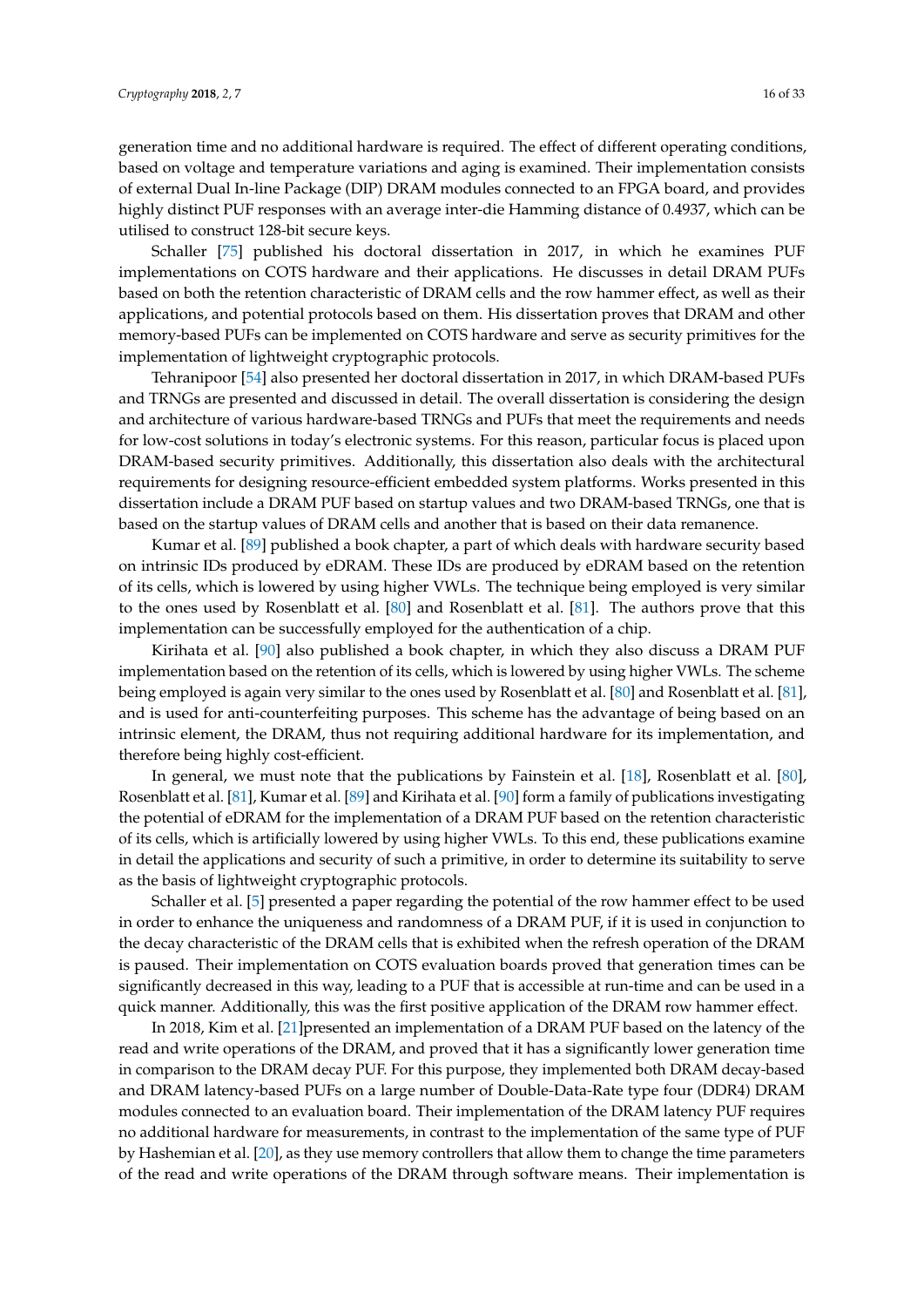generation time and no additional hardware is required. The effect of different operating conditions, based on voltage and temperature variations and aging is examined. Their implementation consists of external Dual In-line Package (DIP) DRAM modules connected to an FPGA board, and provides highly distinct PUF responses with an average inter-die Hamming distance of 0.4937, which can be utilised to construct 128-bit secure keys.

Schaller [75] published his doctoral dissertation in 2017, in which he examines PUF implementations on COTS hardware and their applications. He discusses in detail DRAM PUFs based on both the retention characteristic of DRAM cells and the row hammer effect, as well as their applications, and potential protocols based on them. His dissertation proves that DRAM and other memory-based PUFs can be implemented on COTS hardware and serve as security primitives for the implementation of lightweight cryptographic protocols.

Tehranipoor [54] also presented her doctoral dissertation in 2017, in which DRAM-based PUFs and TRNGs are presented and discussed in detail. The overall dissertation is considering the design and architecture of various hardware-based TRNGs and PUFs that meet the requirements and needs for low-cost solutions in today's electronic systems. For this reason, particular focus is placed upon DRAM-based security primitives. Additionally, this dissertation also deals with the architectural requirements for designing resource-efficient embedded system platforms. Works presented in this dissertation include a DRAM PUF based on startup values and two DRAM-based TRNGs, one that is based on the startup values of DRAM cells and another that is based on their data remanence.

Kumar et al. [89] published a book chapter, a part of which deals with hardware security based on intrinsic IDs produced by eDRAM. These IDs are produced by eDRAM based on the retention of its cells, which is lowered by using higher VWLs. The technique being employed is very similar to the ones used by Rosenblatt et al. [80] and Rosenblatt et al. [81]. The authors prove that this implementation can be successfully employed for the authentication of a chip.

Kirihata et al. [90] also published a book chapter, in which they also discuss a DRAM PUF implementation based on the retention of its cells, which is lowered by using higher VWLs. The scheme being employed is again very similar to the ones used by Rosenblatt et al. [80] and Rosenblatt et al. [81], and is used for anti-counterfeiting purposes. This scheme has the advantage of being based on an intrinsic element, the DRAM, thus not requiring additional hardware for its implementation, and therefore being highly cost-efficient.

In general, we must note that the publications by Fainstein et al. [18], Rosenblatt et al. [80], Rosenblatt et al. [81], Kumar et al. [89] and Kirihata et al. [90] form a family of publications investigating the potential of eDRAM for the implementation of a DRAM PUF based on the retention characteristic of its cells, which is artificially lowered by using higher VWLs. To this end, these publications examine in detail the applications and security of such a primitive, in order to determine its suitability to serve as the basis of lightweight cryptographic protocols.

Schaller et al. [5] presented a paper regarding the potential of the row hammer effect to be used in order to enhance the uniqueness and randomness of a DRAM PUF, if it is used in conjunction to the decay characteristic of the DRAM cells that is exhibited when the refresh operation of the DRAM is paused. Their implementation on COTS evaluation boards proved that generation times can be significantly decreased in this way, leading to a PUF that is accessible at run-time and can be used in a quick manner. Additionally, this was the first positive application of the DRAM row hammer effect.

In 2018, Kim et al. [21]presented an implementation of a DRAM PUF based on the latency of the read and write operations of the DRAM, and proved that it has a significantly lower generation time in comparison to the DRAM decay PUF. For this purpose, they implemented both DRAM decay-based and DRAM latency-based PUFs on a large number of Double-Data-Rate type four (DDR4) DRAM modules connected to an evaluation board. Their implementation of the DRAM latency PUF requires no additional hardware for measurements, in contrast to the implementation of the same type of PUF by Hashemian et al. [20], as they use memory controllers that allow them to change the time parameters of the read and write operations of the DRAM through software means. Their implementation is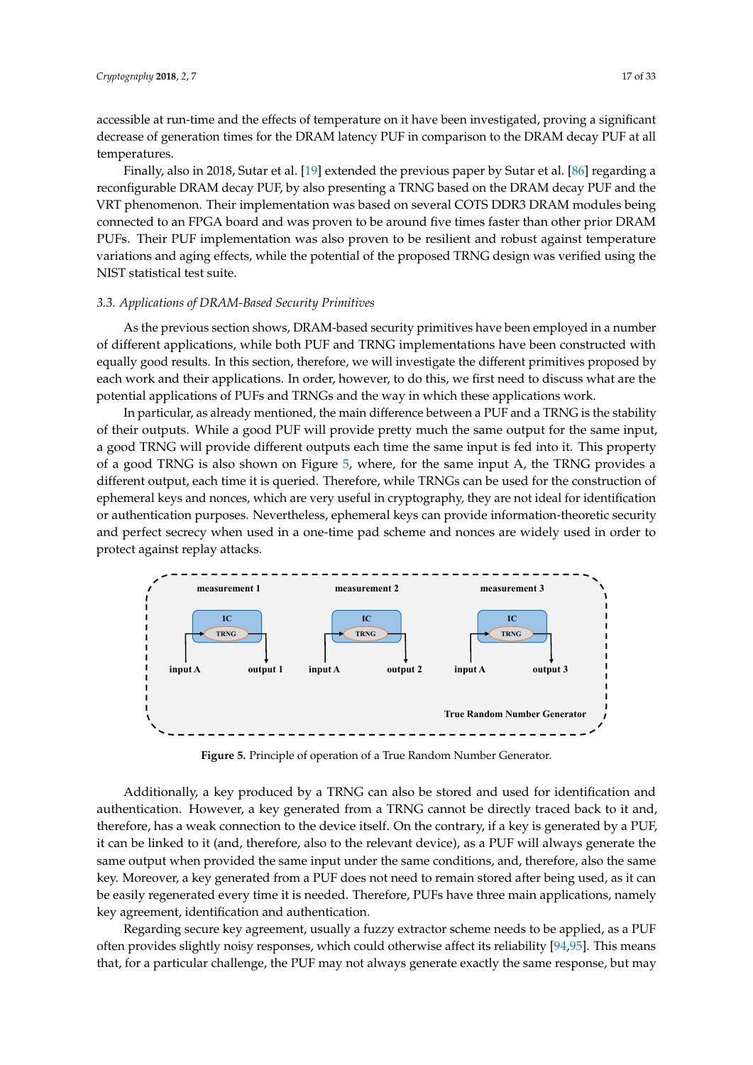accessible at run-time and the effects of temperature on it have been investigated, proving a significant decrease of generation times for the DRAM latency PUF in comparison to the DRAM decay PUF at all temperatures.

Finally, also in 2018, Sutar et al. [19] extended the previous paper by Sutar et al. [86] regarding a reconfigurable DRAM decay PUF, by also presenting a TRNG based on the DRAM decay PUF and the VRT phenomenon. Their implementation was based on several COTS DDR3 DRAM modules being connected to an FPGA board and was proven to be around five times faster than other prior DRAM PUFs. Their PUF implementation was also proven to be resilient and robust against temperature variations and aging effects, while the potential of the proposed TRNG design was verified using the NIST statistical test suite.

### 3.3. Applications of DRAM-Based Security Primitives

As the previous section shows, DRAM-based security primitives have been employed in a number of different applications, while both PUF and TRNG implementations have been constructed with equally good results. In this section, therefore, we will investigate the different primitives proposed by each work and their applications. In order, however, to do this, we first need to discuss what are the potential applications of PUFs and TRNGs and the way in which these applications work.

In particular, as already mentioned, the main difference between a PUF and a TRNG is the stability of their outputs. While a good PUF will provide pretty much the same output for the same input, a good TRNG will provide different outputs each time the same input is fed into it. This property of a good TRNG is also shown on Figure 5, where, for the same input A, the TRNG provides a different output, each time it is queried. Therefore, while TRNGs can be used for the construction of ephemeral keys and nonces, which are very useful in cryptography, they are not ideal for identification or authentication purposes. Nevertheless, ephemeral keys can provide information-theoretic security and perfect secrecy when used in a one-time pad scheme and nonces are widely used in order to protect against replay attacks.

measurement 1 | measurement 2 | measurement 3

IC TRNG — input A → output 1; input A → output 2; input A → output 3

True Random Number Generator

**Figure 5.** Principle of operation of a True Random Number Generator.

Additionally, a key produced by a TRNG can also be stored and used for identification and authentication. However, a key generated from a TRNG cannot be directly traced back to it and, therefore, has a weak connection to the device itself. On the contrary, if a key is generated by a PUF, it can be linked to it (and, therefore, also to the relevant device), as a PUF will always generate the same output when provided the same input under the same conditions, and, therefore, also the same key. Moreover, a key generated from a PUF does not need to remain stored after being used, as it can be easily regenerated every time it is needed. Therefore, PUFs have three main applications, namely key agreement, identification and authentication.

Regarding secure key agreement, usually a fuzzy extractor scheme needs to be applied, as a PUF often provides slightly noisy responses, which could otherwise affect its reliability [94,95]. This means that, for a particular challenge, the PUF may not always generate exactly the same response, but may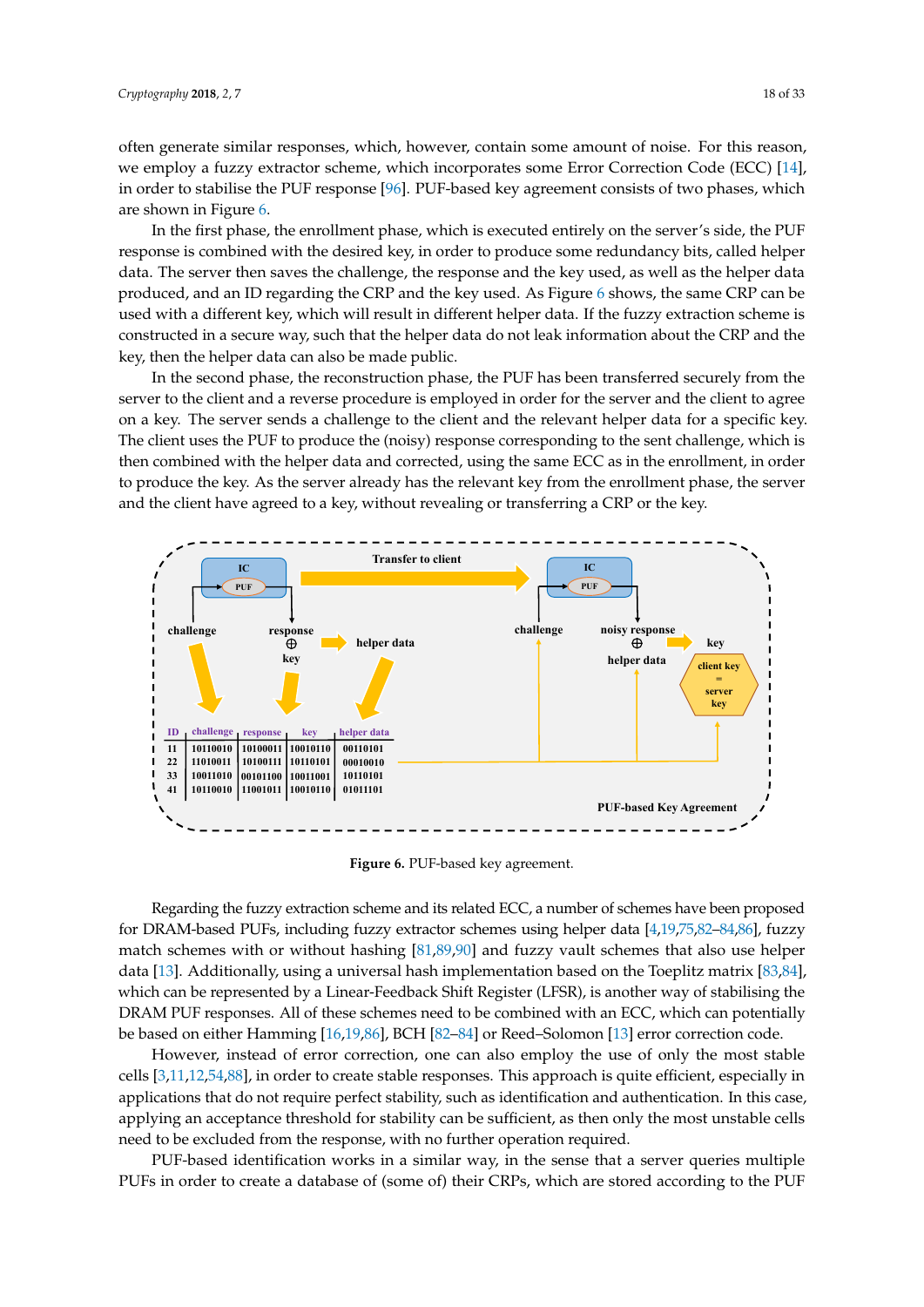often generate similar responses, which, however, contain some amount of noise. For this reason, we employ a fuzzy extractor scheme, which incorporates some Error Correction Code (ECC) [14], in order to stabilise the PUF response [96]. PUF-based key agreement consists of two phases, which are shown in Figure 6.

In the first phase, the enrollment phase, which is executed entirely on the server's side, the PUF response is combined with the desired key, in order to produce some redundancy bits, called helper data. The server then saves the challenge, the response and the key used, as well as the helper data produced, and an ID regarding the CRP and the key used. As Figure 6 shows, the same CRP can be used with a different key, which will result in different helper data. If the fuzzy extraction scheme is constructed in a secure way, such that the helper data do not leak information about the CRP and the key, then the helper data can also be made public.

In the second phase, the reconstruction phase, the PUF has been transferred securely from the server to the client and a reverse procedure is employed in order for the server and the client to agree on a key. The server sends a challenge to the client and the relevant helper data for a specific key. The client uses the PUF to produce the (noisy) response corresponding to the sent challenge, which is then combined with the helper data and corrected, using the same ECC as in the enrollment, in order to produce the key. As the server already has the relevant key from the enrollment phase, the server and the client have agreed to a key, without revealing or transferring a CRP or the key.

| ID | challenge | response | key | helper data |
|---|---|---|---|---|
| 11 | 10110010 | 10100011 | 10010110 | 00110101 |
| 22 | 11010011 | 10100111 | 10110101 | 00010010 |
| 33 | 10011010 | 00101100 | 10011001 | 10110101 |
| 41 | 10110010 | 11001011 | 10010110 | 01011101 |

**Figure 6.** PUF-based key agreement.

Regarding the fuzzy extraction scheme and its related ECC, a number of schemes have been proposed for DRAM-based PUFs, including fuzzy extractor schemes using helper data [4,19,75,82–84,86], fuzzy match schemes with or without hashing [81,89,90] and fuzzy vault schemes that also use helper data [13]. Additionally, using a universal hash implementation based on the Toeplitz matrix [83,84], which can be represented by a Linear-Feedback Shift Register (LFSR), is another way of stabilising the DRAM PUF responses. All of these schemes need to be combined with an ECC, which can potentially be based on either Hamming [16,19,86], BCH [82–84] or Reed–Solomon [13] error correction code.

However, instead of error correction, one can also employ the use of only the most stable cells [3,11,12,54,88], in order to create stable responses. This approach is quite efficient, especially in applications that do not require perfect stability, such as identification and authentication. In this case, applying an acceptance threshold for stability can be sufficient, as then only the most unstable cells need to be excluded from the response, with no further operation required.

PUF-based identification works in a similar way, in the sense that a server queries multiple PUFs in order to create a database of (some of) their CRPs, which are stored according to the PUF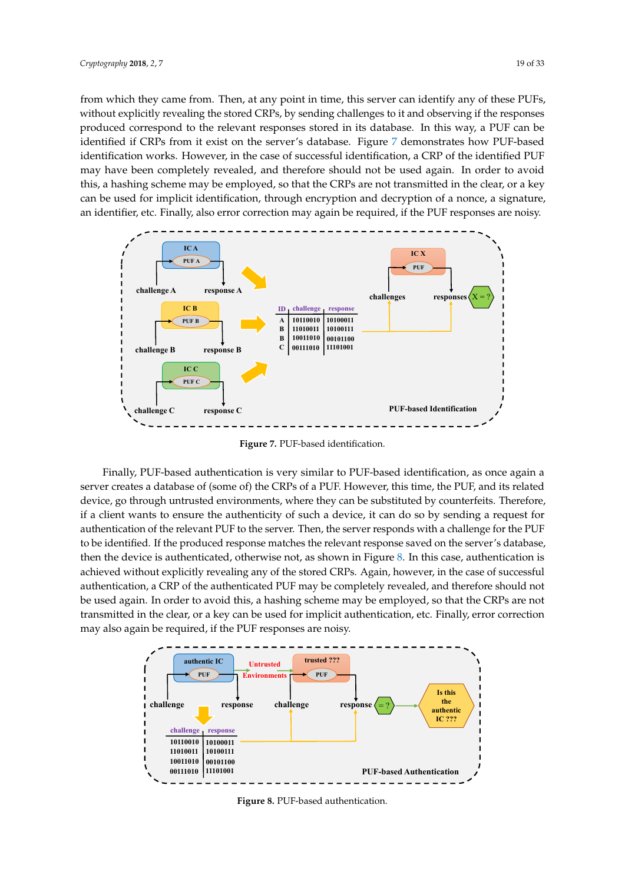from which they came from. Then, at any point in time, this server can identify any of these PUFs, without explicitly revealing the stored CRPs, by sending challenges to it and observing if the responses produced correspond to the relevant responses stored in its database. In this way, a PUF can be identified if CRPs from it exist on the server's database. Figure 7 demonstrates how PUF-based identification works. However, in the case of successful identification, a CRP of the identified PUF may have been completely revealed, and therefore should not be used again. In order to avoid this, a hashing scheme may be employed, so that the CRPs are not transmitted in the clear, or a key can be used for implicit identification, through encryption and decryption of a nonce, a signature, an identifier, etc. Finally, also error correction may again be required, if the PUF responses are noisy.

**Figure 7.** PUF-based identification.

Finally, PUF-based authentication is very similar to PUF-based identification, as once again a server creates a database of (some of) the CRPs of a PUF. However, this time, the PUF, and its related device, go through untrusted environments, where they can be substituted by counterfeits. Therefore, if a client wants to ensure the authenticity of such a device, it can do so by sending a request for authentication of the relevant PUF to the server. Then, the server responds with a challenge for the PUF to be identified. If the produced response matches the relevant response saved on the server's database, then the device is authenticated, otherwise not, as shown in Figure 8. In this case, authentication is achieved without explicitly revealing any of the stored CRPs. Again, however, in the case of successful authentication, a CRP of the authenticated PUF may be completely revealed, and therefore should not be used again. In order to avoid this, a hashing scheme may be employed, so that the CRPs are not transmitted in the clear, or a key can be used for implicit authentication, etc. Finally, error correction may also again be required, if the PUF responses are noisy.

**Figure 8.** PUF-based authentication.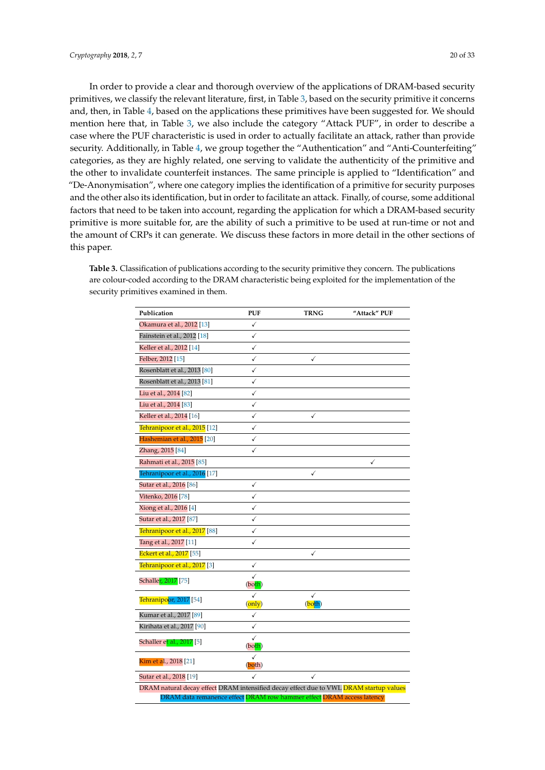In order to provide a clear and thorough overview of the applications of DRAM-based security primitives, we classify the relevant literature, first, in Table 3, based on the security primitive it concerns and, then, in Table 4, based on the applications these primitives have been suggested for. We should mention here that, in Table 3, we also include the category "Attack PUF", in order to describe a case where the PUF characteristic is used in order to actually facilitate an attack, rather than provide security. Additionally, in Table 4, we group together the "Authentication" and "Anti-Counterfeiting" categories, as they are highly related, one serving to validate the authenticity of the primitive and the other to invalidate counterfeit instances. The same principle is applied to "Identification" and "De-Anonymisation", where one category implies the identification of a primitive for security purposes and the other also its identification, but in order to facilitate an attack. Finally, of course, some additional factors that need to be taken into account, regarding the application for which a DRAM-based security primitive is more suitable for, are the ability of such a primitive to be used at run-time or not and the amount of CRPs it can generate. We discuss these factors in more detail in the other sections of this paper.

**Table 3.** Classification of publications according to the security primitive they concern. The publications are colour-coded according to the DRAM characteristic being exploited for the implementation of the security primitives examined in them.

| Publication | PUF | TRNG | "Attack" PUF |
|---|---|---|---|
| Okamura et al., 2012 [13] | ✓ | | |
| Fainstein et al., 2012 [18] | ✓ | | |
| Keller et al., 2012 [14] | ✓ | | |
| Felber, 2012 [15] | ✓ | ✓ | |
| Rosenblatt et al., 2013 [80] | ✓ | | |
| Rosenblatt et al., 2013 [81] | ✓ | | |
| Liu et al., 2014 [82] | ✓ | | |
| Liu et al., 2014 [83] | ✓ | | |
| Keller et al., 2014 [16] | ✓ | ✓ | |
| Tehranipoor et al., 2015 [12] | ✓ | | |
| Hashemian et al., 2015 [20] | ✓ | | |
| Zhang, 2015 [84] | ✓ | | |
| Rahmati et al., 2015 [85] | | | ✓ |
| Tehranipoor et al., 2016 [17] | | ✓ | |
| Sutar et al., 2016 [86] | ✓ | | |
| Vitenko, 2016 [78] | ✓ | | |
| Xiong et al., 2016 [4] | ✓ | | |
| Sutar et al., 2017 [87] | ✓ | | |
| Tehranipoor et al., 2017 [88] | ✓ | | |
| Tang et al., 2017 [11] | ✓ | | |
| Eckert et al., 2017 [55] | | ✓ | |
| Tehranipoor et al., 2017 [3] | ✓ | | |
| Schaller, 2017 [75] | ✓ (both) | | |
| Tehranipoor, 2017 [54] | ✓ (only) | ✓ (both) | |
| Kumar et al., 2017 [89] | ✓ | | |
| Kirihata et al., 2017 [90] | ✓ | | |
| Schaller et al., 2017 [5] | ✓ (both) | | |
| Kim et al., 2018 [21] | ✓ (both) | | |
| Sutar et al., 2018 [19] | ✓ | ✓ | |

DRAM natural decay effect · DRAM intensified decay effect due to VWL · DRAM startup values · DRAM data remanence effect · DRAM row hammer effect · DRAM access latency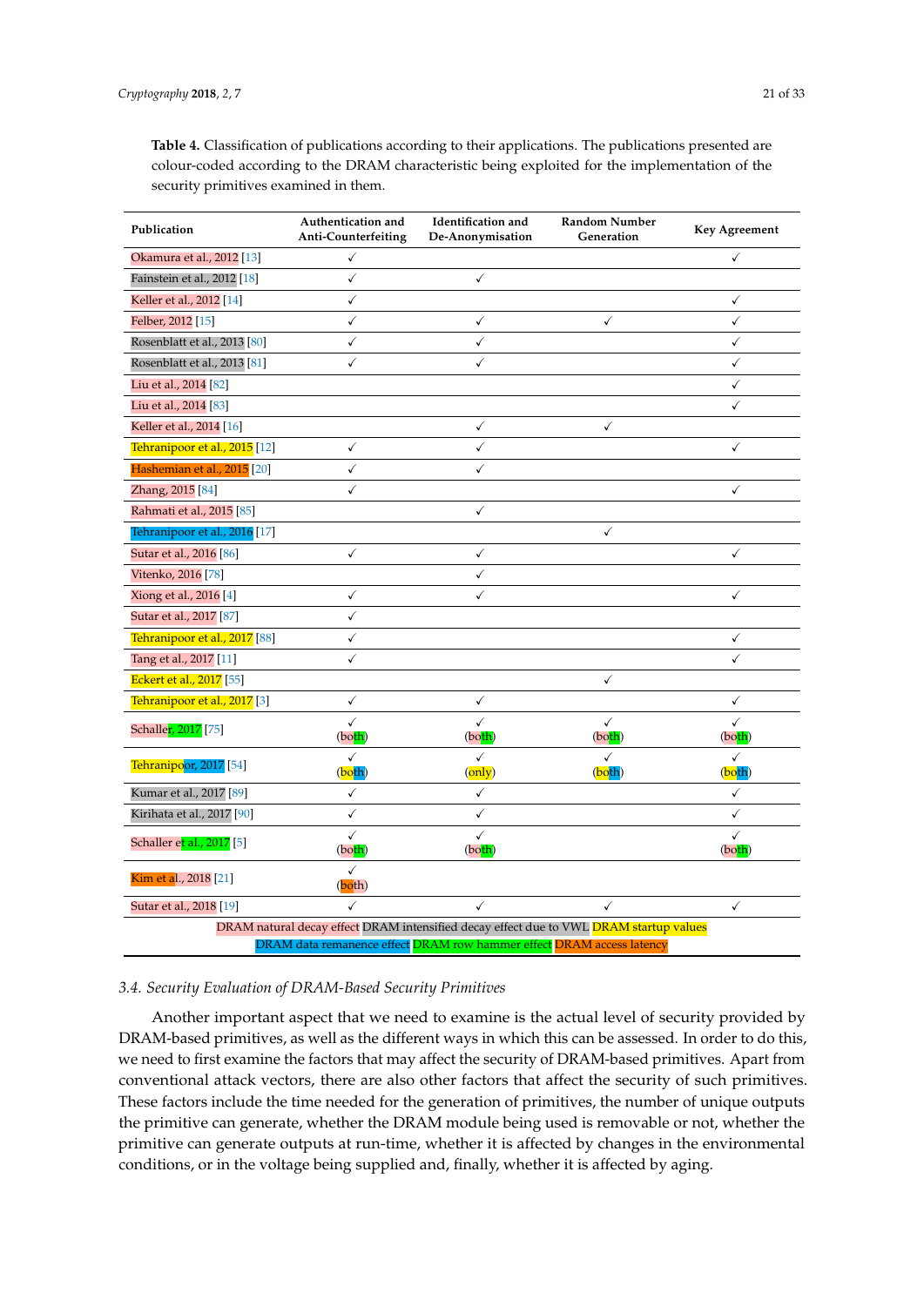**Table 4.** Classification of publications according to their applications. The publications presented are colour-coded according to the DRAM characteristic being exploited for the implementation of the security primitives examined in them.

| Publication | Authentication and Anti-Counterfeiting | Identification and De-Anonymisation | Random Number Generation | Key Agreement |
|---|---|---|---|---|
| Okamura et al., 2012 [13] | ✓ | | | ✓ |
| Fainstein et al., 2012 [18] | ✓ | ✓ | | |
| Keller et al., 2012 [14] | ✓ | | | ✓ |
| Felber, 2012 [15] | ✓ | ✓ | ✓ | ✓ |
| Rosenblatt et al., 2013 [80] | ✓ | ✓ | | ✓ |
| Rosenblatt et al., 2013 [81] | ✓ | ✓ | | ✓ |
| Liu et al., 2014 [82] | | | | ✓ |
| Liu et al., 2014 [83] | | | | ✓ |
| Keller et al., 2014 [16] | | ✓ | ✓ | |
| Tehranipoor et al., 2015 [12] | ✓ | ✓ | | ✓ |
| Hashemian et al., 2015 [20] | ✓ | ✓ | | |
| Zhang, 2015 [84] | ✓ | | | ✓ |
| Rahmati et al., 2015 [85] | | ✓ | | |
| Tehranipoor et al., 2016 [17] | | | ✓ | |
| Sutar et al., 2016 [86] | ✓ | ✓ | | ✓ |
| Vitenko, 2016 [78] | | ✓ | | |
| Xiong et al., 2016 [4] | ✓ | ✓ | | ✓ |
| Sutar et al., 2017 [87] | ✓ | | | |
| Tehranipoor et al., 2017 [88] | ✓ | | | ✓ |
| Tang et al., 2017 [11] | ✓ | | | ✓ |
| Eckert et al., 2017 [55] | | | ✓ | |
| Tehranipoor et al., 2017 [3] | ✓ | ✓ | | ✓ |
| Schaller, 2017 [75] | ✓ (both) | ✓ (both) | ✓ (both) | ✓ (both) |
| Tehranipoor, 2017 [54] | ✓ (both) | ✓ (only) | ✓ (both) | ✓ (both) |
| Kumar et al., 2017 [89] | ✓ | ✓ | | ✓ |
| Kirihata et al., 2017 [90] | ✓ | ✓ | | ✓ |
| Schaller et al., 2017 [5] | ✓ (both) | ✓ (both) | | ✓ (both) |
| Kim et al., 2018 [21] | ✓ (both) | | | |
| Sutar et al., 2018 [19] | ✓ | ✓ | ✓ | ✓ |

DRAM natural decay effect; DRAM intensified decay effect due to VWL; DRAM startup values; DRAM data remanence effect; DRAM row hammer effect; DRAM access latency

### 3.4. Security Evaluation of DRAM-Based Security Primitives

Another important aspect that we need to examine is the actual level of security provided by DRAM-based primitives, as well as the different ways in which this can be assessed. In order to do this, we need to first examine the factors that may affect the security of DRAM-based primitives. Apart from conventional attack vectors, there are also other factors that affect the security of such primitives. These factors include the time needed for the generation of primitives, the number of unique outputs the primitive can generate, whether the DRAM module being used is removable or not, whether the primitive can generate outputs at run-time, whether it is affected by changes in the environmental conditions, or in the voltage being supplied and, finally, whether it is affected by aging.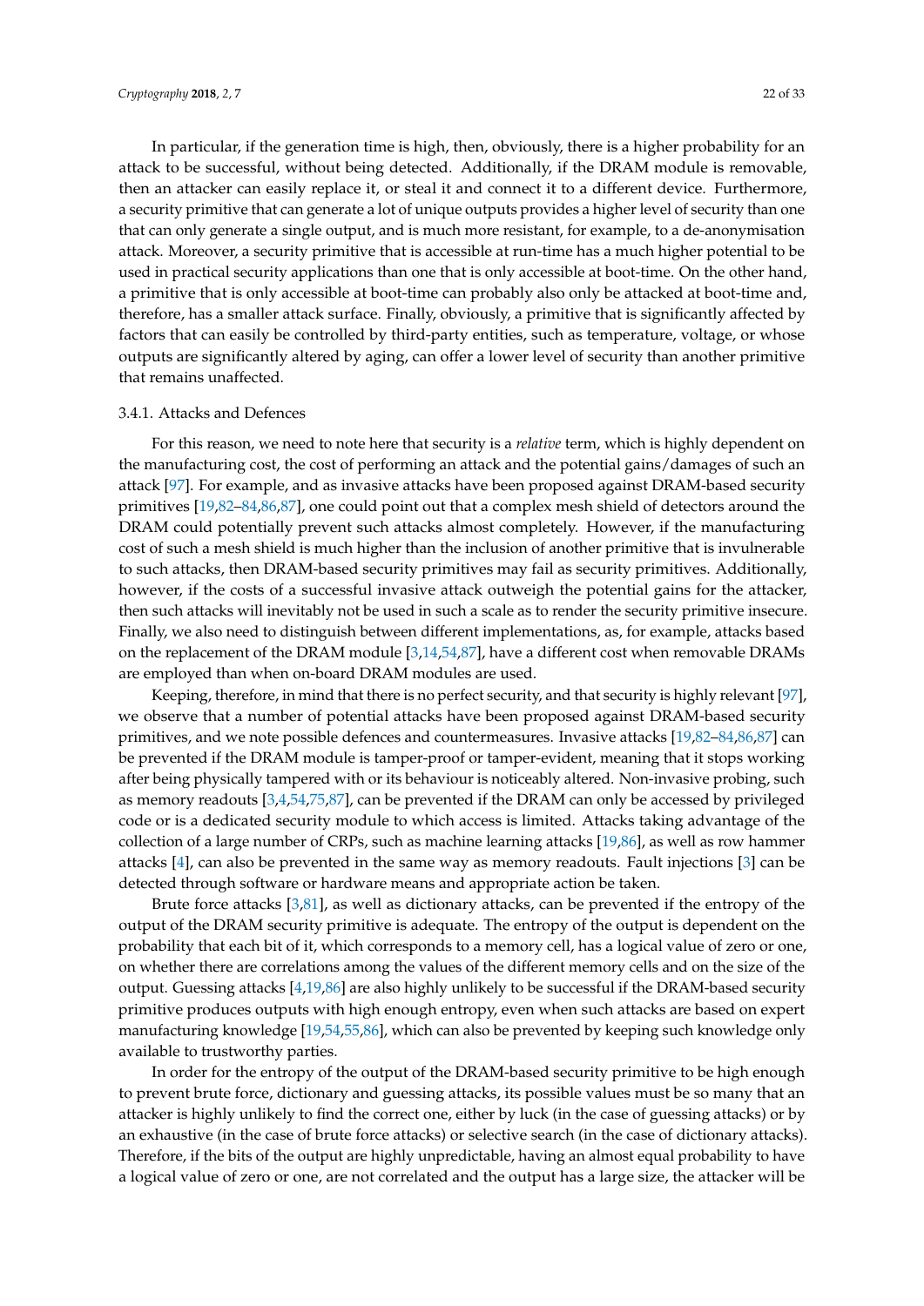In particular, if the generation time is high, then, obviously, there is a higher probability for an attack to be successful, without being detected. Additionally, if the DRAM module is removable, then an attacker can easily replace it, or steal it and connect it to a different device. Furthermore, a security primitive that can generate a lot of unique outputs provides a higher level of security than one that can only generate a single output, and is much more resistant, for example, to a de-anonymisation attack. Moreover, a security primitive that is accessible at run-time has a much higher potential to be used in practical security applications than one that is only accessible at boot-time. On the other hand, a primitive that is only accessible at boot-time can probably also only be attacked at boot-time and, therefore, has a smaller attack surface. Finally, obviously, a primitive that is significantly affected by factors that can easily be controlled by third-party entities, such as temperature, voltage, or whose outputs are significantly altered by aging, can offer a lower level of security than another primitive that remains unaffected.

### 3.4.1. Attacks and Defences

For this reason, we need to note here that security is a *relative* term, which is highly dependent on the manufacturing cost, the cost of performing an attack and the potential gains/damages of such an attack [97]. For example, and as invasive attacks have been proposed against DRAM-based security primitives [19,82–84,86,87], one could point out that a complex mesh shield of detectors around the DRAM could potentially prevent such attacks almost completely. However, if the manufacturing cost of such a mesh shield is much higher than the inclusion of another primitive that is invulnerable to such attacks, then DRAM-based security primitives may fail as security primitives. Additionally, however, if the costs of a successful invasive attack outweigh the potential gains for the attacker, then such attacks will inevitably not be used in such a scale as to render the security primitive insecure. Finally, we also need to distinguish between different implementations, as, for example, attacks based on the replacement of the DRAM module [3,14,54,87], have a different cost when removable DRAMs are employed than when on-board DRAM modules are used.

Keeping, therefore, in mind that there is no perfect security, and that security is highly relevant [97], we observe that a number of potential attacks have been proposed against DRAM-based security primitives, and we note possible defences and countermeasures. Invasive attacks [19,82–84,86,87] can be prevented if the DRAM module is tamper-proof or tamper-evident, meaning that it stops working after being physically tampered with or its behaviour is noticeably altered. Non-invasive probing, such as memory readouts [3,4,54,75,87], can be prevented if the DRAM can only be accessed by privileged code or is a dedicated security module to which access is limited. Attacks taking advantage of the collection of a large number of CRPs, such as machine learning attacks [19,86], as well as row hammer attacks [4], can also be prevented in the same way as memory readouts. Fault injections [3] can be detected through software or hardware means and appropriate action be taken.

Brute force attacks [3,81], as well as dictionary attacks, can be prevented if the entropy of the output of the DRAM security primitive is adequate. The entropy of the output is dependent on the probability that each bit of it, which corresponds to a memory cell, has a logical value of zero or one, on whether there are correlations among the values of the different memory cells and on the size of the output. Guessing attacks [4,19,86] are also highly unlikely to be successful if the DRAM-based security primitive produces outputs with high enough entropy, even when such attacks are based on expert manufacturing knowledge [19,54,55,86], which can also be prevented by keeping such knowledge only available to trustworthy parties.

In order for the entropy of the output of the DRAM-based security primitive to be high enough to prevent brute force, dictionary and guessing attacks, its possible values must be so many that an attacker is highly unlikely to find the correct one, either by luck (in the case of guessing attacks) or by an exhaustive (in the case of brute force attacks) or selective search (in the case of dictionary attacks). Therefore, if the bits of the output are highly unpredictable, having an almost equal probability to have a logical value of zero or one, are not correlated and the output has a large size, the attacker will be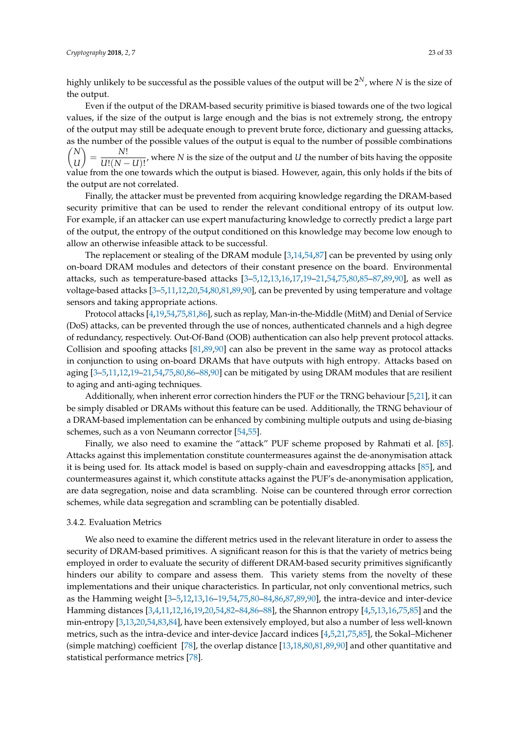highly unlikely to be successful as the possible values of the output will be $2^N$, where $N$ is the size of the output.

Even if the output of the DRAM-based security primitive is biased towards one of the two logical values, if the size of the output is large enough and the bias is not extremely strong, the entropy of the output may still be adequate enough to prevent brute force, dictionary and guessing attacks, as the number of the possible values of the output is equal to the number of possible combinations $\binom{N}{U} = \frac{N!}{U!(N-U)!}$, where $N$ is the size of the output and $U$ the number of bits having the opposite value from the one towards which the output is biased. However, again, this only holds if the bits of the output are not correlated.

Finally, the attacker must be prevented from acquiring knowledge regarding the DRAM-based security primitive that can be used to render the relevant conditional entropy of its output low. For example, if an attacker can use expert manufacturing knowledge to correctly predict a large part of the output, the entropy of the output conditioned on this knowledge may become low enough to allow an otherwise infeasible attack to be successful.

The replacement or stealing of the DRAM module [3,14,54,87] can be prevented by using only on-board DRAM modules and detectors of their constant presence on the board. Environmental attacks, such as temperature-based attacks [3–5,12,13,16,17,19–21,54,75,80,85–87,89,90], as well as voltage-based attacks [3–5,11,12,20,54,80,81,89,90], can be prevented by using temperature and voltage sensors and taking appropriate actions.

Protocol attacks [4,19,54,75,81,86], such as replay, Man-in-the-Middle (MitM) and Denial of Service (DoS) attacks, can be prevented through the use of nonces, authenticated channels and a high degree of redundancy, respectively. Out-Of-Band (OOB) authentication can also help prevent protocol attacks. Collision and spoofing attacks [81,89,90] can also be prevent in the same way as protocol attacks in conjunction to using on-board DRAMs that have outputs with high entropy. Attacks based on aging [3–5,11,12,19–21,54,75,80,86–88,90] can be mitigated by using DRAM modules that are resilient to aging and anti-aging techniques.

Additionally, when inherent error correction hinders the PUF or the TRNG behaviour [5,21], it can be simply disabled or DRAMs without this feature can be used. Additionally, the TRNG behaviour of a DRAM-based implementation can be enhanced by combining multiple outputs and using de-biasing schemes, such as a von Neumann corrector [54,55].

Finally, we also need to examine the "attack" PUF scheme proposed by Rahmati et al. [85]. Attacks against this implementation constitute countermeasures against the de-anonymisation attack it is being used for. Its attack model is based on supply-chain and eavesdropping attacks [85], and countermeasures against it, which constitute attacks against the PUF's de-anonymisation application, are data segregation, noise and data scrambling. Noise can be countered through error correction schemes, while data segregation and scrambling can be potentially disabled.

### 3.4.2. Evaluation Metrics

We also need to examine the different metrics used in the relevant literature in order to assess the security of DRAM-based primitives. A significant reason for this is that the variety of metrics being employed in order to evaluate the security of different DRAM-based security primitives significantly hinders our ability to compare and assess them. This variety stems from the novelty of these implementations and their unique characteristics. In particular, not only conventional metrics, such as the Hamming weight [3–5,12,13,16–19,54,75,80–84,86,87,89,90], the intra-device and inter-device Hamming distances [3,4,11,12,16,19,20,54,82–84,86–88], the Shannon entropy [4,5,13,16,75,85] and the min-entropy [3,13,20,54,83,84], have been extensively employed, but also a number of less well-known metrics, such as the intra-device and inter-device Jaccard indices [4,5,21,75,85], the Sokal–Michener (simple matching) coefficient [78], the overlap distance [13,18,80,81,89,90] and other quantitative and statistical performance metrics [78].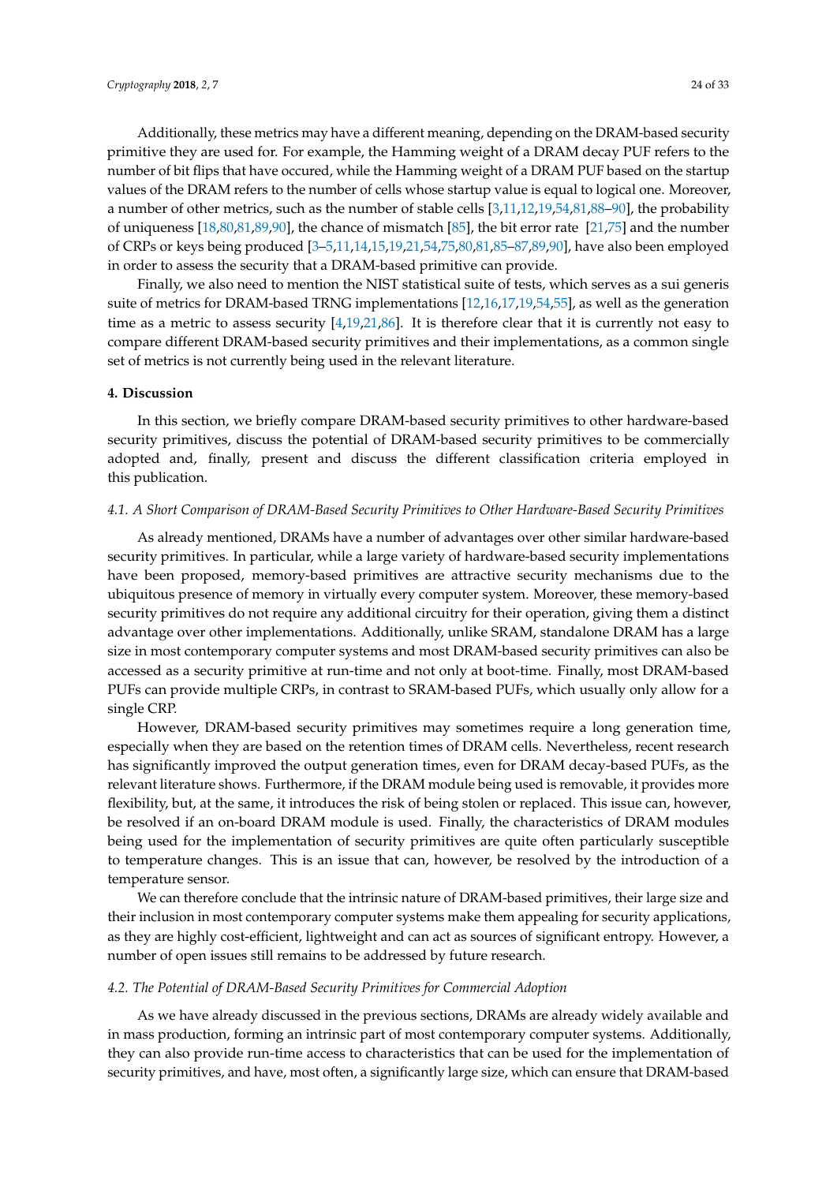Additionally, these metrics may have a different meaning, depending on the DRAM-based security primitive they are used for. For example, the Hamming weight of a DRAM decay PUF refers to the number of bit flips that have occured, while the Hamming weight of a DRAM PUF based on the startup values of the DRAM refers to the number of cells whose startup value is equal to logical one. Moreover, a number of other metrics, such as the number of stable cells [3,11,12,19,54,81,88–90], the probability of uniqueness [18,80,81,89,90], the chance of mismatch [85], the bit error rate [21,75] and the number of CRPs or keys being produced [3–5,11,14,15,19,21,54,75,80,81,85–87,89,90], have also been employed in order to assess the security that a DRAM-based primitive can provide.

Finally, we also need to mention the NIST statistical suite of tests, which serves as a sui generis suite of metrics for DRAM-based TRNG implementations [12,16,17,19,54,55], as well as the generation time as a metric to assess security [4,19,21,86]. It is therefore clear that it is currently not easy to compare different DRAM-based security primitives and their implementations, as a common single set of metrics is not currently being used in the relevant literature.

## 4. Discussion

In this section, we briefly compare DRAM-based security primitives to other hardware-based security primitives, discuss the potential of DRAM-based security primitives to be commercially adopted and, finally, present and discuss the different classification criteria employed in this publication.

### *4.1. A Short Comparison of DRAM-Based Security Primitives to Other Hardware-Based Security Primitives*

As already mentioned, DRAMs have a number of advantages over other similar hardware-based security primitives. In particular, while a large variety of hardware-based security implementations have been proposed, memory-based primitives are attractive security mechanisms due to the ubiquitous presence of memory in virtually every computer system. Moreover, these memory-based security primitives do not require any additional circuitry for their operation, giving them a distinct advantage over other implementations. Additionally, unlike SRAM, standalone DRAM has a large size in most contemporary computer systems and most DRAM-based security primitives can also be accessed as a security primitive at run-time and not only at boot-time. Finally, most DRAM-based PUFs can provide multiple CRPs, in contrast to SRAM-based PUFs, which usually only allow for a single CRP.

However, DRAM-based security primitives may sometimes require a long generation time, especially when they are based on the retention times of DRAM cells. Nevertheless, recent research has significantly improved the output generation times, even for DRAM decay-based PUFs, as the relevant literature shows. Furthermore, if the DRAM module being used is removable, it provides more flexibility, but, at the same, it introduces the risk of being stolen or replaced. This issue can, however, be resolved if an on-board DRAM module is used. Finally, the characteristics of DRAM modules being used for the implementation of security primitives are quite often particularly susceptible to temperature changes. This is an issue that can, however, be resolved by the introduction of a temperature sensor.

We can therefore conclude that the intrinsic nature of DRAM-based primitives, their large size and their inclusion in most contemporary computer systems make them appealing for security applications, as they are highly cost-efficient, lightweight and can act as sources of significant entropy. However, a number of open issues still remains to be addressed by future research.

### *4.2. The Potential of DRAM-Based Security Primitives for Commercial Adoption*

As we have already discussed in the previous sections, DRAMs are already widely available and in mass production, forming an intrinsic part of most contemporary computer systems. Additionally, they can also provide run-time access to characteristics that can be used for the implementation of security primitives, and have, most often, a significantly large size, which can ensure that DRAM-based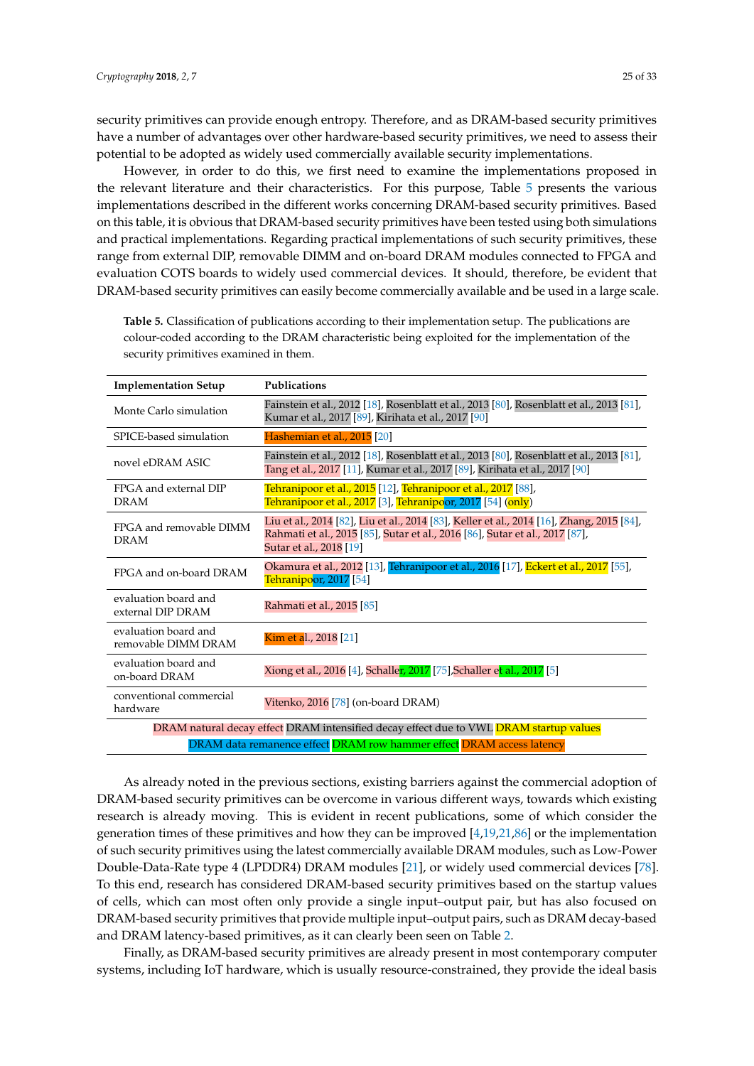security primitives can provide enough entropy. Therefore, and as DRAM-based security primitives have a number of advantages over other hardware-based security primitives, we need to assess their potential to be adopted as widely used commercially available security implementations.

However, in order to do this, we first need to examine the implementations proposed in the relevant literature and their characteristics. For this purpose, Table 5 presents the various implementations described in the different works concerning DRAM-based security primitives. Based on this table, it is obvious that DRAM-based security primitives have been tested using both simulations and practical implementations. Regarding practical implementations of such security primitives, these range from external DIP, removable DIMM and on-board DRAM modules connected to FPGA and evaluation COTS boards to widely used commercial devices. It should, therefore, be evident that DRAM-based security primitives can easily become commercially available and be used in a large scale.

**Table 5.** Classification of publications according to their implementation setup. The publications are colour-coded according to the DRAM characteristic being exploited for the implementation of the security primitives examined in them.

| Implementation Setup | Publications |
|---|---|
| Monte Carlo simulation | Fainstein et al., 2012 [18], Rosenblatt et al., 2013 [80], Rosenblatt et al., 2013 [81], Kumar et al., 2017 [89], Kirihata et al., 2017 [90] |
| SPICE-based simulation | Hashemian et al., 2015 [20] |
| novel eDRAM ASIC | Fainstein et al., 2012 [18], Rosenblatt et al., 2013 [80], Rosenblatt et al., 2013 [81], Tang et al., 2017 [11], Kumar et al., 2017 [89], Kirihata et al., 2017 [90] |
| FPGA and external DIP DRAM | Tehranipoor et al., 2015 [12], Tehranipoor et al., 2017 [88], Tehranipoor et al., 2017 [3], Tehranipoor, 2017 [54] (only) |
| FPGA and removable DIMM DRAM | Liu et al., 2014 [82], Liu et al., 2014 [83], Keller et al., 2014 [16], Zhang, 2015 [84], Rahmati et al., 2015 [85], Sutar et al., 2016 [86], Sutar et al., 2017 [87], Sutar et al., 2018 [19] |
| FPGA and on-board DRAM | Okamura et al., 2012 [13], Tehranipoor et al., 2016 [17], Eckert et al., 2017 [55], Tehranipoor, 2017 [54] |
| evaluation board and external DIP DRAM | Rahmati et al., 2015 [85] |
| evaluation board and removable DIMM DRAM | Kim et al., 2018 [21] |
| evaluation board and on-board DRAM | Xiong et al., 2016 [4], Schaller, 2017 [75], Schaller et al., 2017 [5] |
| conventional commercial hardware | Vitenko, 2016 [78] (on-board DRAM) |

DRAM natural decay effect DRAM intensified decay effect due to VWL DRAM startup values DRAM data remanence effect DRAM row hammer effect DRAM access latency

As already noted in the previous sections, existing barriers against the commercial adoption of DRAM-based security primitives can be overcome in various different ways, towards which existing research is already moving. This is evident in recent publications, some of which consider the generation times of these primitives and how they can be improved [4,19,21,86] or the implementation of such security primitives using the latest commercially available DRAM modules, such as Low-Power Double-Data-Rate type 4 (LPDDR4) DRAM modules [21], or widely used commercial devices [78]. To this end, research has considered DRAM-based security primitives based on the startup values of cells, which can most often only provide a single input–output pair, but has also focused on DRAM-based security primitives that provide multiple input–output pairs, such as DRAM decay-based and DRAM latency-based primitives, as it can clearly been seen on Table 2.

Finally, as DRAM-based security primitives are already present in most contemporary computer systems, including IoT hardware, which is usually resource-constrained, they provide the ideal basis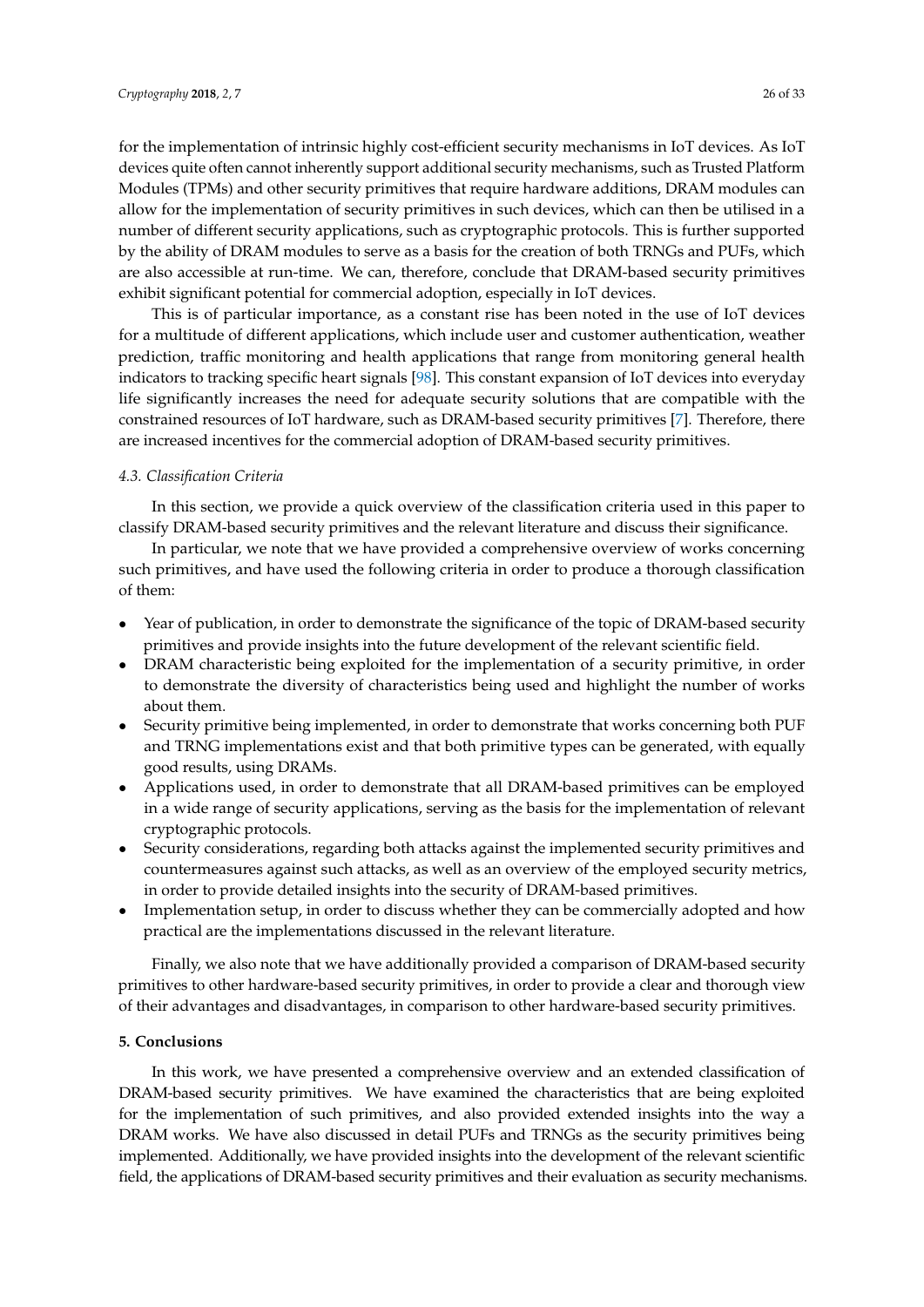for the implementation of intrinsic highly cost-efficient security mechanisms in IoT devices. As IoT devices quite often cannot inherently support additional security mechanisms, such as Trusted Platform Modules (TPMs) and other security primitives that require hardware additions, DRAM modules can allow for the implementation of security primitives in such devices, which can then be utilised in a number of different security applications, such as cryptographic protocols. This is further supported by the ability of DRAM modules to serve as a basis for the creation of both TRNGs and PUFs, which are also accessible at run-time. We can, therefore, conclude that DRAM-based security primitives exhibit significant potential for commercial adoption, especially in IoT devices.

This is of particular importance, as a constant rise has been noted in the use of IoT devices for a multitude of different applications, which include user and customer authentication, weather prediction, traffic monitoring and health applications that range from monitoring general health indicators to tracking specific heart signals [98]. This constant expansion of IoT devices into everyday life significantly increases the need for adequate security solutions that are compatible with the constrained resources of IoT hardware, such as DRAM-based security primitives [7]. Therefore, there are increased incentives for the commercial adoption of DRAM-based security primitives.

### *4.3. Classification Criteria*

In this section, we provide a quick overview of the classification criteria used in this paper to classify DRAM-based security primitives and the relevant literature and discuss their significance.

In particular, we note that we have provided a comprehensive overview of works concerning such primitives, and have used the following criteria in order to produce a thorough classification of them:

- Year of publication, in order to demonstrate the significance of the topic of DRAM-based security primitives and provide insights into the future development of the relevant scientific field.
- DRAM characteristic being exploited for the implementation of a security primitive, in order to demonstrate the diversity of characteristics being used and highlight the number of works about them.
- Security primitive being implemented, in order to demonstrate that works concerning both PUF and TRNG implementations exist and that both primitive types can be generated, with equally good results, using DRAMs.
- Applications used, in order to demonstrate that all DRAM-based primitives can be employed in a wide range of security applications, serving as the basis for the implementation of relevant cryptographic protocols.
- Security considerations, regarding both attacks against the implemented security primitives and countermeasures against such attacks, as well as an overview of the employed security metrics, in order to provide detailed insights into the security of DRAM-based primitives.
- Implementation setup, in order to discuss whether they can be commercially adopted and how practical are the implementations discussed in the relevant literature.

Finally, we also note that we have additionally provided a comparison of DRAM-based security primitives to other hardware-based security primitives, in order to provide a clear and thorough view of their advantages and disadvantages, in comparison to other hardware-based security primitives.

## **5. Conclusions**

In this work, we have presented a comprehensive overview and an extended classification of DRAM-based security primitives. We have examined the characteristics that are being exploited for the implementation of such primitives, and also provided extended insights into the way a DRAM works. We have also discussed in detail PUFs and TRNGs as the security primitives being implemented. Additionally, we have provided insights into the development of the relevant scientific field, the applications of DRAM-based security primitives and their evaluation as security mechanisms.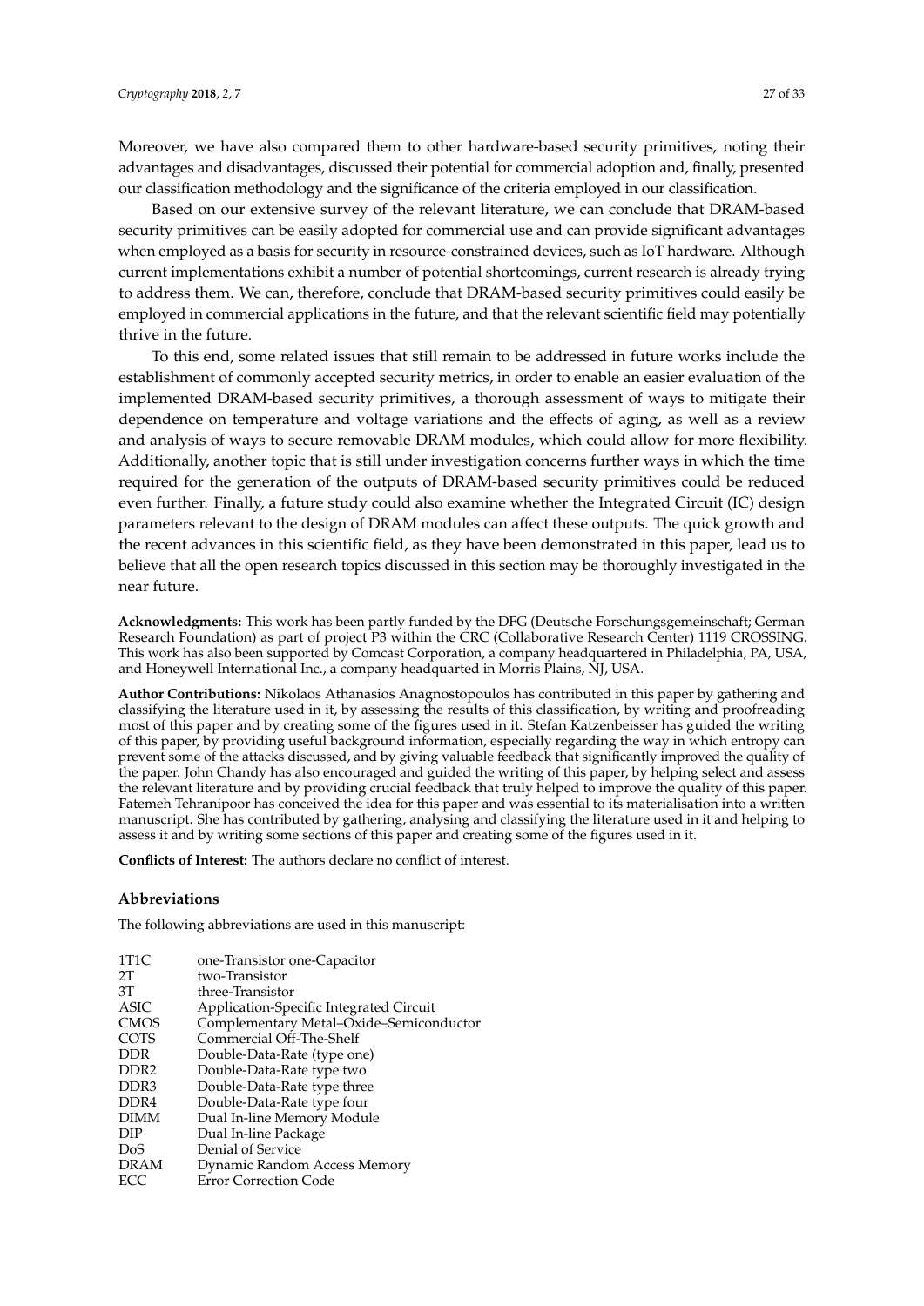Moreover, we have also compared them to other hardware-based security primitives, noting their advantages and disadvantages, discussed their potential for commercial adoption and, finally, presented our classification methodology and the significance of the criteria employed in our classification.

Based on our extensive survey of the relevant literature, we can conclude that DRAM-based security primitives can be easily adopted for commercial use and can provide significant advantages when employed as a basis for security in resource-constrained devices, such as IoT hardware. Although current implementations exhibit a number of potential shortcomings, current research is already trying to address them. We can, therefore, conclude that DRAM-based security primitives could easily be employed in commercial applications in the future, and that the relevant scientific field may potentially thrive in the future.

To this end, some related issues that still remain to be addressed in future works include the establishment of commonly accepted security metrics, in order to enable an easier evaluation of the implemented DRAM-based security primitives, a thorough assessment of ways to mitigate their dependence on temperature and voltage variations and the effects of aging, as well as a review and analysis of ways to secure removable DRAM modules, which could allow for more flexibility. Additionally, another topic that is still under investigation concerns further ways in which the time required for the generation of the outputs of DRAM-based security primitives could be reduced even further. Finally, a future study could also examine whether the Integrated Circuit (IC) design parameters relevant to the design of DRAM modules can affect these outputs. The quick growth and the recent advances in this scientific field, as they have been demonstrated in this paper, lead us to believe that all the open research topics discussed in this section may be thoroughly investigated in the near future.

**Acknowledgments:** This work has been partly funded by the DFG (Deutsche Forschungsgemeinschaft; German Research Foundation) as part of project P3 within the CRC (Collaborative Research Center) 1119 CROSSING. This work has also been supported by Comcast Corporation, a company headquartered in Philadelphia, PA, USA, and Honeywell International Inc., a company headquarted in Morris Plains, NJ, USA.

**Author Contributions:** Nikolaos Athanasios Anagnostopoulos has contributed in this paper by gathering and classifying the literature used in it, by assessing the results of this classification, by writing and proofreading most of this paper and by creating some of the figures used in it. Stefan Katzenbeisser has guided the writing of this paper, by providing useful background information, especially regarding the way in which entropy can prevent some of the attacks discussed, and by giving valuable feedback that significantly improved the quality of the paper. John Chandy has also encouraged and guided the writing of this paper, by helping select and assess the relevant literature and by providing crucial feedback that truly helped to improve the quality of this paper. Fatemeh Tehranipoor has conceived the idea for this paper and was essential to its materialisation into a written manuscript. She has contributed by gathering, analysing and classifying the literature used in it and helping to assess it and by writing some sections of this paper and creating some of the figures used in it.

**Conflicts of Interest:** The authors declare no conflict of interest.

### Abbreviations

The following abbreviations are used in this manuscript:

| | |
|---|---|
| 1T1C | one-Transistor one-Capacitor |
| 2T | two-Transistor |
| 3T | three-Transistor |
| ASIC | Application-Specific Integrated Circuit |
| CMOS | Complementary Metal–Oxide–Semiconductor |
| COTS | Commercial Off-The-Shelf |
| DDR | Double-Data-Rate (type one) |
| DDR2 | Double-Data-Rate type two |
| DDR3 | Double-Data-Rate type three |
| DDR4 | Double-Data-Rate type four |
| DIMM | Dual In-line Memory Module |
| DIP | Dual In-line Package |
| DoS | Denial of Service |
| DRAM | Dynamic Random Access Memory |
| ECC | Error Correction Code |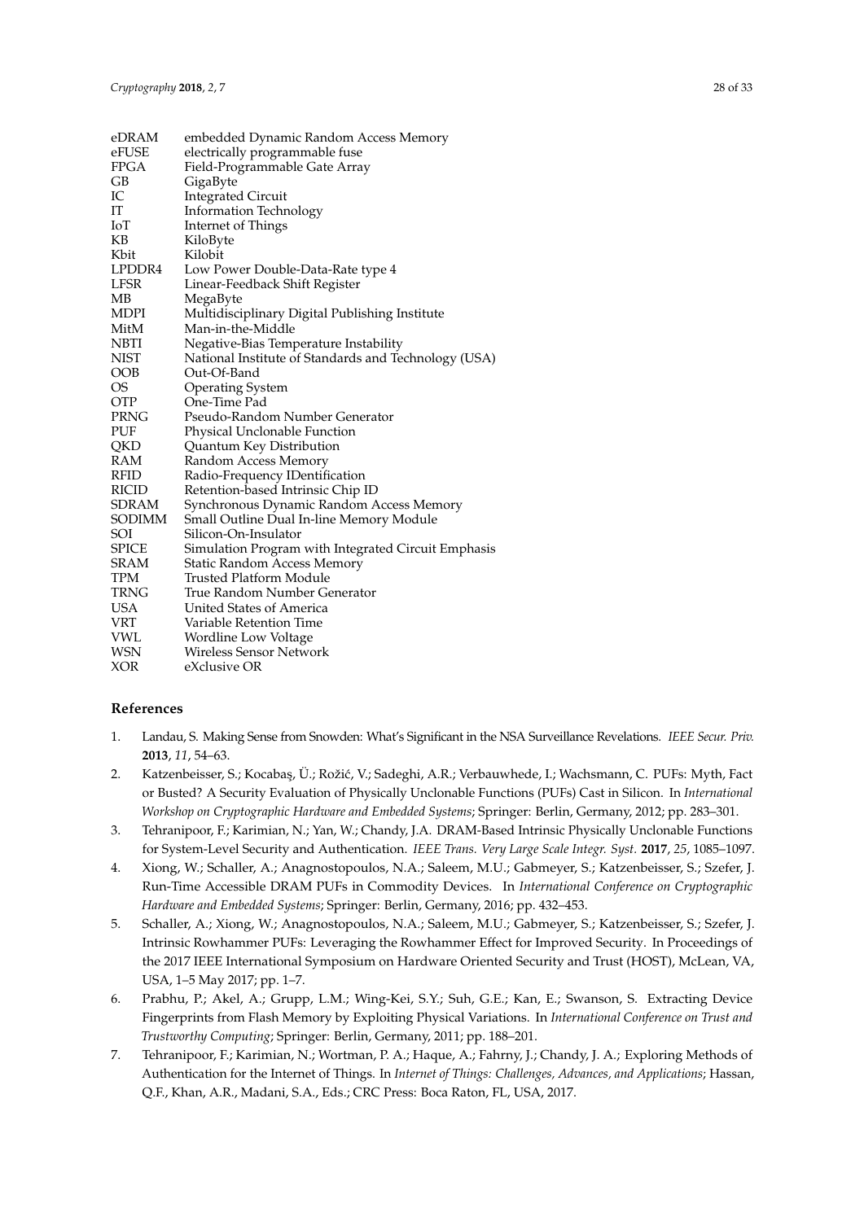| | |
|---|---|
| eDRAM | embedded Dynamic Random Access Memory |
| eFUSE | electrically programmable fuse |
| FPGA | Field-Programmable Gate Array |
| GB | GigaByte |
| IC | Integrated Circuit |
| IT | Information Technology |
| IoT | Internet of Things |
| KB | KiloByte |
| Kbit | Kilobit |
| LPDDR4 | Low Power Double-Data-Rate type 4 |
| LFSR | Linear-Feedback Shift Register |
| MB | MegaByte |
| MDPI | Multidisciplinary Digital Publishing Institute |
| MitM | Man-in-the-Middle |
| NBTI | Negative-Bias Temperature Instability |
| NIST | National Institute of Standards and Technology (USA) |
| OOB | Out-Of-Band |
| OS | Operating System |
| OTP | One-Time Pad |
| PRNG | Pseudo-Random Number Generator |
| PUF | Physical Unclonable Function |
| QKD | Quantum Key Distribution |
| RAM | Random Access Memory |
| RFID | Radio-Frequency IDentification |
| RICID | Retention-based Intrinsic Chip ID |
| SDRAM | Synchronous Dynamic Random Access Memory |
| SODIMM | Small Outline Dual In-line Memory Module |
| SOI | Silicon-On-Insulator |
| SPICE | Simulation Program with Integrated Circuit Emphasis |
| SRAM | Static Random Access Memory |
| TPM | Trusted Platform Module |
| TRNG | True Random Number Generator |
| USA | United States of America |
| VRT | Variable Retention Time |
| VWL | Wordline Low Voltage |
| WSN | Wireless Sensor Network |
| XOR | eXclusive OR |

## References

1. Landau, S. Making Sense from Snowden: What's Significant in the NSA Surveillance Revelations. *IEEE Secur. Priv.* **2013**, *11*, 54–63.
2. Katzenbeisser, S.; Kocabaş, Ü.; Rožić, V.; Sadeghi, A.R.; Verbauwhede, I.; Wachsmann, C. PUFs: Myth, Fact or Busted? A Security Evaluation of Physically Unclonable Functions (PUFs) Cast in Silicon. In *International Workshop on Cryptographic Hardware and Embedded Systems*; Springer: Berlin, Germany, 2012; pp. 283–301.
3. Tehranipoor, F.; Karimian, N.; Yan, W.; Chandy, J.A. DRAM-Based Intrinsic Physically Unclonable Functions for System-Level Security and Authentication. *IEEE Trans. Very Large Scale Integr. Syst.* **2017**, *25*, 1085–1097.
4. Xiong, W.; Schaller, A.; Anagnostopoulos, N.A.; Saleem, M.U.; Gabmeyer, S.; Katzenbeisser, S.; Szefer, J. Run-Time Accessible DRAM PUFs in Commodity Devices. In *International Conference on Cryptographic Hardware and Embedded Systems*; Springer: Berlin, Germany, 2016; pp. 432–453.
5. Schaller, A.; Xiong, W.; Anagnostopoulos, N.A.; Saleem, M.U.; Gabmeyer, S.; Katzenbeisser, S.; Szefer, J. Intrinsic Rowhammer PUFs: Leveraging the Rowhammer Effect for Improved Security. In Proceedings of the 2017 IEEE International Symposium on Hardware Oriented Security and Trust (HOST), McLean, VA, USA, 1–5 May 2017; pp. 1–7.
6. Prabhu, P.; Akel, A.; Grupp, L.M.; Wing-Kei, S.Y.; Suh, G.E.; Kan, E.; Swanson, S. Extracting Device Fingerprints from Flash Memory by Exploiting Physical Variations. In *International Conference on Trust and Trustworthy Computing*; Springer: Berlin, Germany, 2011; pp. 188–201.
7. Tehranipoor, F.; Karimian, N.; Wortman, P. A.; Haque, A.; Fahrny, J.; Chandy, J. A.; Exploring Methods of Authentication for the Internet of Things. In *Internet of Things: Challenges, Advances, and Applications*; Hassan, Q.F., Khan, A.R., Madani, S.A., Eds.; CRC Press: Boca Raton, FL, USA, 2017.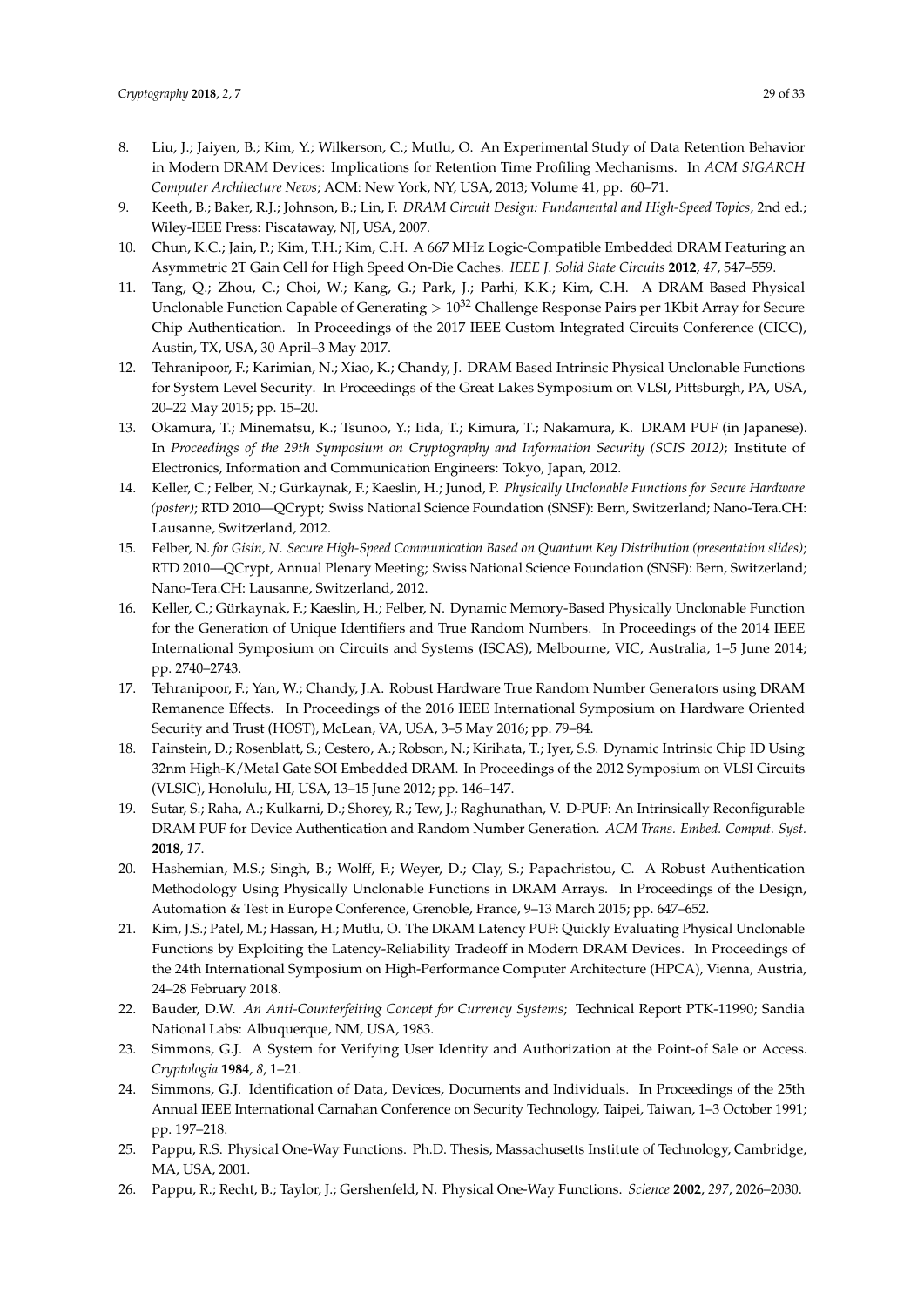8. Liu, J.; Jaiyen, B.; Kim, Y.; Wilkerson, C.; Mutlu, O. An Experimental Study of Data Retention Behavior in Modern DRAM Devices: Implications for Retention Time Profiling Mechanisms. In *ACM SIGARCH Computer Architecture News*; ACM: New York, NY, USA, 2013; Volume 41, pp. 60–71.
9. Keeth, B.; Baker, R.J.; Johnson, B.; Lin, F. *DRAM Circuit Design: Fundamental and High-Speed Topics*, 2nd ed.; Wiley-IEEE Press: Piscataway, NJ, USA, 2007.
10. Chun, K.C.; Jain, P.; Kim, T.H.; Kim, C.H. A 667 MHz Logic-Compatible Embedded DRAM Featuring an Asymmetric 2T Gain Cell for High Speed On-Die Caches. *IEEE J. Solid State Circuits* **2012**, *47*, 547–559.
11. Tang, Q.; Zhou, C.; Choi, W.; Kang, G.; Park, J.; Parhi, K.K.; Kim, C.H. A DRAM Based Physical Unclonable Function Capable of Generating $> 10^{32}$ Challenge Response Pairs per 1Kbit Array for Secure Chip Authentication. In Proceedings of the 2017 IEEE Custom Integrated Circuits Conference (CICC), Austin, TX, USA, 30 April–3 May 2017.
12. Tehranipoor, F.; Karimian, N.; Xiao, K.; Chandy, J. DRAM Based Intrinsic Physical Unclonable Functions for System Level Security. In Proceedings of the Great Lakes Symposium on VLSI, Pittsburgh, PA, USA, 20–22 May 2015; pp. 15–20.
13. Okamura, T.; Minematsu, K.; Tsunoo, Y.; Iida, T.; Kimura, T.; Nakamura, K. DRAM PUF (in Japanese). In *Proceedings of the 29th Symposium on Cryptography and Information Security (SCIS 2012)*; Institute of Electronics, Information and Communication Engineers: Tokyo, Japan, 2012.
14. Keller, C.; Felber, N.; Gürkaynak, F.; Kaeslin, H.; Junod, P. *Physically Unclonable Functions for Secure Hardware (poster)*; RTD 2010—QCrypt; Swiss National Science Foundation (SNSF): Bern, Switzerland; Nano-Tera.CH: Lausanne, Switzerland, 2012.
15. Felber, N. *for Gisin, N. Secure High-Speed Communication Based on Quantum Key Distribution (presentation slides)*; RTD 2010—QCrypt, Annual Plenary Meeting; Swiss National Science Foundation (SNSF): Bern, Switzerland; Nano-Tera.CH: Lausanne, Switzerland, 2012.
16. Keller, C.; Gürkaynak, F.; Kaeslin, H.; Felber, N. Dynamic Memory-Based Physically Unclonable Function for the Generation of Unique Identifiers and True Random Numbers. In Proceedings of the 2014 IEEE International Symposium on Circuits and Systems (ISCAS), Melbourne, VIC, Australia, 1–5 June 2014; pp. 2740–2743.
17. Tehranipoor, F.; Yan, W.; Chandy, J.A. Robust Hardware True Random Number Generators using DRAM Remanence Effects. In Proceedings of the 2016 IEEE International Symposium on Hardware Oriented Security and Trust (HOST), McLean, VA, USA, 3–5 May 2016; pp. 79–84.
18. Fainstein, D.; Rosenblatt, S.; Cestero, A.; Robson, N.; Kirihata, T.; Iyer, S.S. Dynamic Intrinsic Chip ID Using 32nm High-K/Metal Gate SOI Embedded DRAM. In Proceedings of the 2012 Symposium on VLSI Circuits (VLSIC), Honolulu, HI, USA, 13–15 June 2012; pp. 146–147.
19. Sutar, S.; Raha, A.; Kulkarni, D.; Shorey, R.; Tew, J.; Raghunathan, V. D-PUF: An Intrinsically Reconfigurable DRAM PUF for Device Authentication and Random Number Generation. *ACM Trans. Embed. Comput. Syst.* **2018**, *17*.
20. Hashemian, M.S.; Singh, B.; Wolff, F.; Weyer, D.; Clay, S.; Papachristou, C. A Robust Authentication Methodology Using Physically Unclonable Functions in DRAM Arrays. In Proceedings of the Design, Automation & Test in Europe Conference, Grenoble, France, 9–13 March 2015; pp. 647–652.
21. Kim, J.S.; Patel, M.; Hassan, H.; Mutlu, O. The DRAM Latency PUF: Quickly Evaluating Physical Unclonable Functions by Exploiting the Latency-Reliability Tradeoff in Modern DRAM Devices. In Proceedings of the 24th International Symposium on High-Performance Computer Architecture (HPCA), Vienna, Austria, 24–28 February 2018.
22. Bauder, D.W. *An Anti-Counterfeiting Concept for Currency Systems*; Technical Report PTK-11990; Sandia National Labs: Albuquerque, NM, USA, 1983.
23. Simmons, G.J. A System for Verifying User Identity and Authorization at the Point-of Sale or Access. *Cryptologia* **1984**, *8*, 1–21.
24. Simmons, G.J. Identification of Data, Devices, Documents and Individuals. In Proceedings of the 25th Annual IEEE International Carnahan Conference on Security Technology, Taipei, Taiwan, 1–3 October 1991; pp. 197–218.
25. Pappu, R.S. Physical One-Way Functions. Ph.D. Thesis, Massachusetts Institute of Technology, Cambridge, MA, USA, 2001.
26. Pappu, R.; Recht, B.; Taylor, J.; Gershenfeld, N. Physical One-Way Functions. *Science* **2002**, *297*, 2026–2030.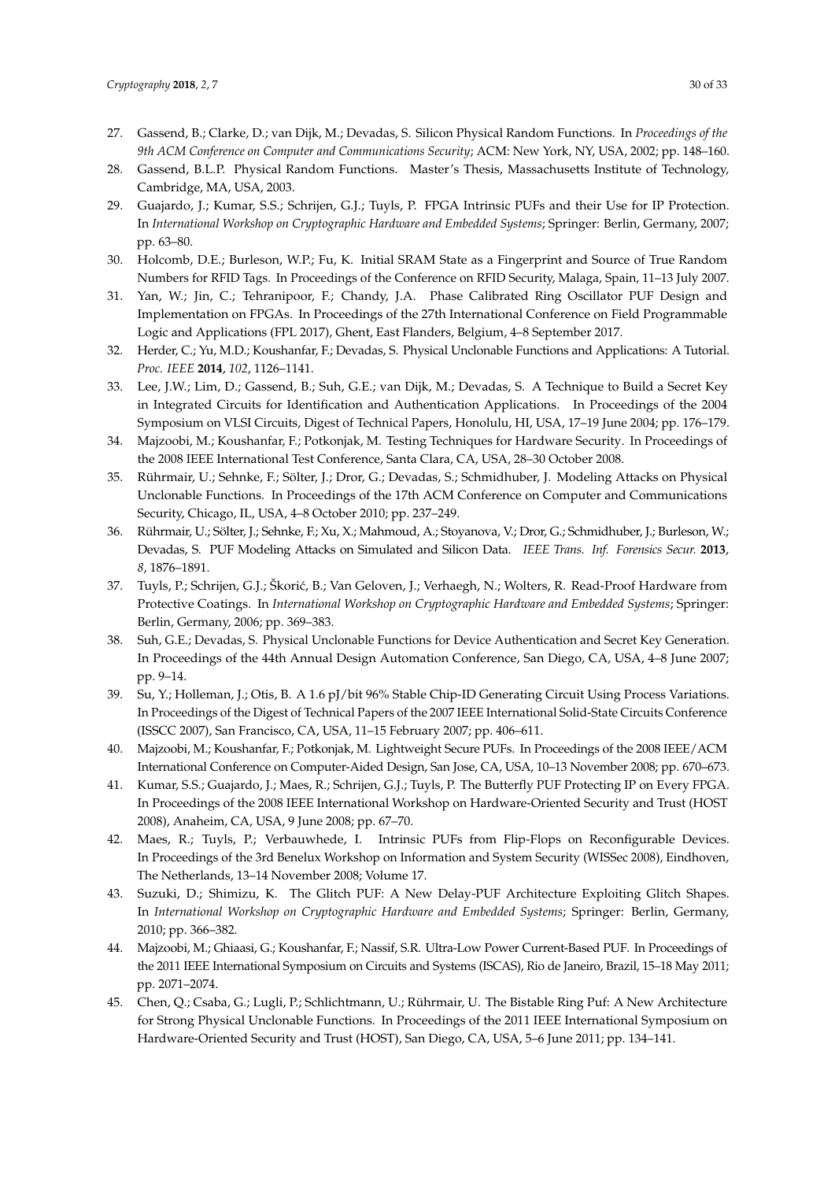27. Gassend, B.; Clarke, D.; van Dijk, M.; Devadas, S. Silicon Physical Random Functions. In *Proceedings of the 9th ACM Conference on Computer and Communications Security*; ACM: New York, NY, USA, 2002; pp. 148–160.
28. Gassend, B.L.P. Physical Random Functions. Master's Thesis, Massachusetts Institute of Technology, Cambridge, MA, USA, 2003.
29. Guajardo, J.; Kumar, S.S.; Schrijen, G.J.; Tuyls, P. FPGA Intrinsic PUFs and their Use for IP Protection. In *International Workshop on Cryptographic Hardware and Embedded Systems*; Springer: Berlin, Germany, 2007; pp. 63–80.
30. Holcomb, D.E.; Burleson, W.P.; Fu, K. Initial SRAM State as a Fingerprint and Source of True Random Numbers for RFID Tags. In Proceedings of the Conference on RFID Security, Malaga, Spain, 11–13 July 2007.
31. Yan, W.; Jin, C.; Tehranipoor, F.; Chandy, J.A. Phase Calibrated Ring Oscillator PUF Design and Implementation on FPGAs. In Proceedings of the 27th International Conference on Field Programmable Logic and Applications (FPL 2017), Ghent, East Flanders, Belgium, 4–8 September 2017.
32. Herder, C.; Yu, M.D.; Koushanfar, F.; Devadas, S. Physical Unclonable Functions and Applications: A Tutorial. *Proc. IEEE* **2014**, *102*, 1126–1141.
33. Lee, J.W.; Lim, D.; Gassend, B.; Suh, G.E.; van Dijk, M.; Devadas, S. A Technique to Build a Secret Key in Integrated Circuits for Identification and Authentication Applications. In Proceedings of the 2004 Symposium on VLSI Circuits, Digest of Technical Papers, Honolulu, HI, USA, 17–19 June 2004; pp. 176–179.
34. Majzoobi, M.; Koushanfar, F.; Potkonjak, M. Testing Techniques for Hardware Security. In Proceedings of the 2008 IEEE International Test Conference, Santa Clara, CA, USA, 28–30 October 2008.
35. Rührmair, U.; Sehnke, F.; Sölter, J.; Dror, G.; Devadas, S.; Schmidhuber, J. Modeling Attacks on Physical Unclonable Functions. In Proceedings of the 17th ACM Conference on Computer and Communications Security, Chicago, IL, USA, 4–8 October 2010; pp. 237–249.
36. Rührmair, U.; Sölter, J.; Sehnke, F.; Xu, X.; Mahmoud, A.; Stoyanova, V.; Dror, G.; Schmidhuber, J.; Burleson, W.; Devadas, S. PUF Modeling Attacks on Simulated and Silicon Data. *IEEE Trans. Inf. Forensics Secur.* **2013**, *8*, 1876–1891.
37. Tuyls, P.; Schrijen, G.J.; Škorić, B.; Van Geloven, J.; Verhaegh, N.; Wolters, R. Read-Proof Hardware from Protective Coatings. In *International Workshop on Cryptographic Hardware and Embedded Systems*; Springer: Berlin, Germany, 2006; pp. 369–383.
38. Suh, G.E.; Devadas, S. Physical Unclonable Functions for Device Authentication and Secret Key Generation. In Proceedings of the 44th Annual Design Automation Conference, San Diego, CA, USA, 4–8 June 2007; pp. 9–14.
39. Su, Y.; Holleman, J.; Otis, B. A 1.6 pJ/bit 96% Stable Chip-ID Generating Circuit Using Process Variations. In Proceedings of the Digest of Technical Papers of the 2007 IEEE International Solid-State Circuits Conference (ISSCC 2007), San Francisco, CA, USA, 11–15 February 2007; pp. 406–611.
40. Majzoobi, M.; Koushanfar, F.; Potkonjak, M. Lightweight Secure PUFs. In Proceedings of the 2008 IEEE/ACM International Conference on Computer-Aided Design, San Jose, CA, USA, 10–13 November 2008; pp. 670–673.
41. Kumar, S.S.; Guajardo, J.; Maes, R.; Schrijen, G.J.; Tuyls, P. The Butterfly PUF Protecting IP on Every FPGA. In Proceedings of the 2008 IEEE International Workshop on Hardware-Oriented Security and Trust (HOST 2008), Anaheim, CA, USA, 9 June 2008; pp. 67–70.
42. Maes, R.; Tuyls, P.; Verbauwhede, I. Intrinsic PUFs from Flip-Flops on Reconfigurable Devices. In Proceedings of the 3rd Benelux Workshop on Information and System Security (WISSec 2008), Eindhoven, The Netherlands, 13–14 November 2008; Volume 17.
43. Suzuki, D.; Shimizu, K. The Glitch PUF: A New Delay-PUF Architecture Exploiting Glitch Shapes. In *International Workshop on Cryptographic Hardware and Embedded Systems*; Springer: Berlin, Germany, 2010; pp. 366–382.
44. Majzoobi, M.; Ghiaasi, G.; Koushanfar, F.; Nassif, S.R. Ultra-Low Power Current-Based PUF. In Proceedings of the 2011 IEEE International Symposium on Circuits and Systems (ISCAS), Rio de Janeiro, Brazil, 15–18 May 2011; pp. 2071–2074.
45. Chen, Q.; Csaba, G.; Lugli, P.; Schlichtmann, U.; Rührmair, U. The Bistable Ring Puf: A New Architecture for Strong Physical Unclonable Functions. In Proceedings of the 2011 IEEE International Symposium on Hardware-Oriented Security and Trust (HOST), San Diego, CA, USA, 5–6 June 2011; pp. 134–141.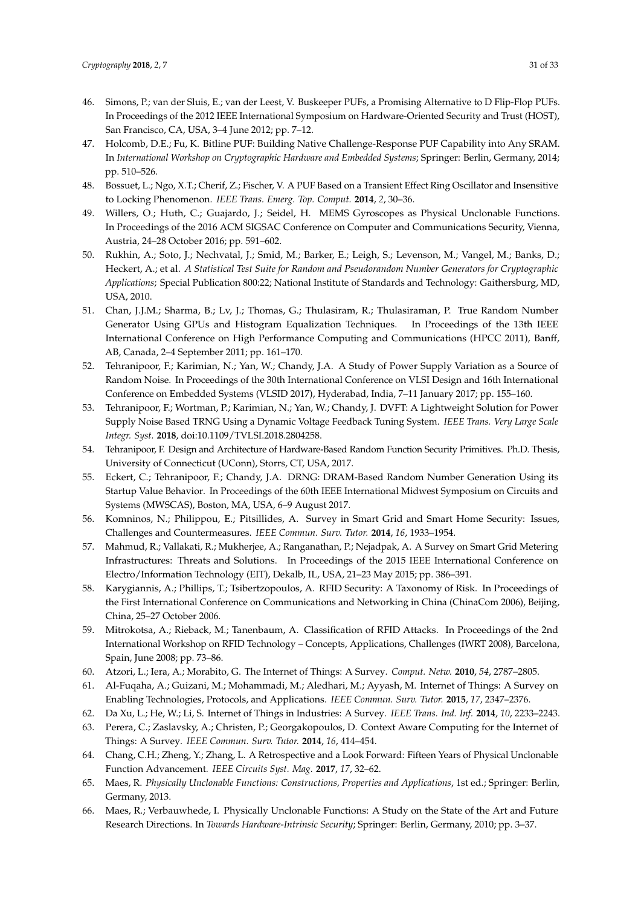46. Simons, P.; van der Sluis, E.; van der Leest, V. Buskeeper PUFs, a Promising Alternative to D Flip-Flop PUFs. In Proceedings of the 2012 IEEE International Symposium on Hardware-Oriented Security and Trust (HOST), San Francisco, CA, USA, 3–4 June 2012; pp. 7–12.
47. Holcomb, D.E.; Fu, K. Bitline PUF: Building Native Challenge-Response PUF Capability into Any SRAM. In *International Workshop on Cryptographic Hardware and Embedded Systems*; Springer: Berlin, Germany, 2014; pp. 510–526.
48. Bossuet, L.; Ngo, X.T.; Cherif, Z.; Fischer, V. A PUF Based on a Transient Effect Ring Oscillator and Insensitive to Locking Phenomenon. *IEEE Trans. Emerg. Top. Comput.* **2014**, *2*, 30–36.
49. Willers, O.; Huth, C.; Guajardo, J.; Seidel, H. MEMS Gyroscopes as Physical Unclonable Functions. In Proceedings of the 2016 ACM SIGSAC Conference on Computer and Communications Security, Vienna, Austria, 24–28 October 2016; pp. 591–602.
50. Rukhin, A.; Soto, J.; Nechvatal, J.; Smid, M.; Barker, E.; Leigh, S.; Levenson, M.; Vangel, M.; Banks, D.; Heckert, A.; et al. *A Statistical Test Suite for Random and Pseudorandom Number Generators for Cryptographic Applications*; Special Publication 800:22; National Institute of Standards and Technology: Gaithersburg, MD, USA, 2010.
51. Chan, J.J.M.; Sharma, B.; Lv, J.; Thomas, G.; Thulasiram, R.; Thulasiraman, P. True Random Number Generator Using GPUs and Histogram Equalization Techniques. In Proceedings of the 13th IEEE International Conference on High Performance Computing and Communications (HPCC 2011), Banff, AB, Canada, 2–4 September 2011; pp. 161–170.
52. Tehranipoor, F.; Karimian, N.; Yan, W.; Chandy, J.A. A Study of Power Supply Variation as a Source of Random Noise. In Proceedings of the 30th International Conference on VLSI Design and 16th International Conference on Embedded Systems (VLSID 2017), Hyderabad, India, 7–11 January 2017; pp. 155–160.
53. Tehranipoor, F.; Wortman, P.; Karimian, N.; Yan, W.; Chandy, J. DVFT: A Lightweight Solution for Power Supply Noise Based TRNG Using a Dynamic Voltage Feedback Tuning System. *IEEE Trans. Very Large Scale Integr. Syst.* **2018**, doi:10.1109/TVLSI.2018.2804258.
54. Tehranipoor, F. Design and Architecture of Hardware-Based Random Function Security Primitives. Ph.D. Thesis, University of Connecticut (UConn), Storrs, CT, USA, 2017.
55. Eckert, C.; Tehranipoor, F.; Chandy, J.A. DRNG: DRAM-Based Random Number Generation Using its Startup Value Behavior. In Proceedings of the 60th IEEE International Midwest Symposium on Circuits and Systems (MWSCAS), Boston, MA, USA, 6–9 August 2017.
56. Komninos, N.; Philippou, E.; Pitsillides, A. Survey in Smart Grid and Smart Home Security: Issues, Challenges and Countermeasures. *IEEE Commun. Surv. Tutor.* **2014**, *16*, 1933–1954.
57. Mahmud, R.; Vallakati, R.; Mukherjee, A.; Ranganathan, P.; Nejadpak, A. A Survey on Smart Grid Metering Infrastructures: Threats and Solutions. In Proceedings of the 2015 IEEE International Conference on Electro/Information Technology (EIT), Dekalb, IL, USA, 21–23 May 2015; pp. 386–391.
58. Karygiannis, A.; Phillips, T.; Tsibertzopoulos, A. RFID Security: A Taxonomy of Risk. In Proceedings of the First International Conference on Communications and Networking in China (ChinaCom 2006), Beijing, China, 25–27 October 2006.
59. Mitrokotsa, A.; Rieback, M.; Tanenbaum, A. Classification of RFID Attacks. In Proceedings of the 2nd International Workshop on RFID Technology – Concepts, Applications, Challenges (IWRT 2008), Barcelona, Spain, June 2008; pp. 73–86.
60. Atzori, L.; Iera, A.; Morabito, G. The Internet of Things: A Survey. *Comput. Netw.* **2010**, *54*, 2787–2805.
61. Al-Fuqaha, A.; Guizani, M.; Mohammadi, M.; Aledhari, M.; Ayyash, M. Internet of Things: A Survey on Enabling Technologies, Protocols, and Applications. *IEEE Commun. Surv. Tutor.* **2015**, *17*, 2347–2376.
62. Da Xu, L.; He, W.; Li, S. Internet of Things in Industries: A Survey. *IEEE Trans. Ind. Inf.* **2014**, *10*, 2233–2243.
63. Perera, C.; Zaslavsky, A.; Christen, P.; Georgakopoulos, D. Context Aware Computing for the Internet of Things: A Survey. *IEEE Commun. Surv. Tutor.* **2014**, *16*, 414–454.
64. Chang, C.H.; Zheng, Y.; Zhang, L. A Retrospective and a Look Forward: Fifteen Years of Physical Unclonable Function Advancement. *IEEE Circuits Syst. Mag.* **2017**, *17*, 32–62.
65. Maes, R. *Physically Unclonable Functions: Constructions, Properties and Applications*, 1st ed.; Springer: Berlin, Germany, 2013.
66. Maes, R.; Verbauwhede, I. Physically Unclonable Functions: A Study on the State of the Art and Future Research Directions. In *Towards Hardware-Intrinsic Security*; Springer: Berlin, Germany, 2010; pp. 3–37.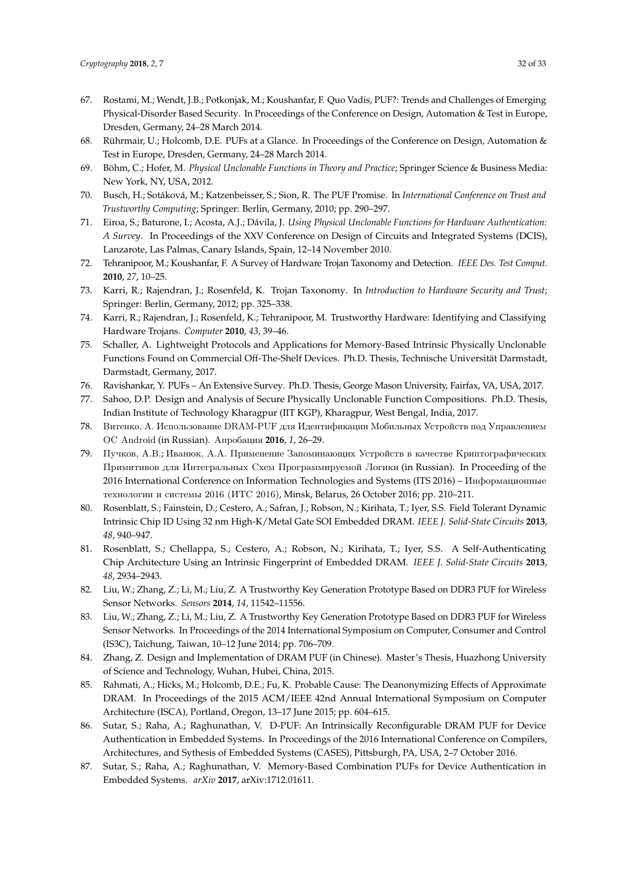67. Rostami, M.; Wendt, J.B.; Potkonjak, M.; Koushanfar, F. Quo Vadis, PUF?: Trends and Challenges of Emerging Physical-Disorder Based Security. In Proceedings of the Conference on Design, Automation & Test in Europe, Dresden, Germany, 24–28 March 2014.
68. Rührmair, U.; Holcomb, D.E. PUFs at a Glance. In Proceedings of the Conference on Design, Automation & Test in Europe, Dresden, Germany, 24–28 March 2014.
69. Böhm, C.; Hofer, M. *Physical Unclonable Functions in Theory and Practice*; Springer Science & Business Media: New York, NY, USA, 2012.
70. Busch, H.; Sotáková, M.; Katzenbeisser, S.; Sion, R. The PUF Promise. In *International Conference on Trust and Trustworthy Computing*; Springer: Berlin, Germany, 2010; pp. 290–297.
71. Eiroa, S.; Baturone, I.; Acosta, A.J.; Dávila, J. *Using Physical Unclonable Functions for Hardware Authentication: A Survey*. In Proceedings of the XXV Conference on Design of Circuits and Integrated Systems (DCIS), Lanzarote, Las Palmas, Canary Islands, Spain, 12–14 November 2010.
72. Tehranipoor, M.; Koushanfar, F. A Survey of Hardware Trojan Taxonomy and Detection. *IEEE Des. Test Comput.* **2010**, *27*, 10–25.
73. Karri, R.; Rajendran, J.; Rosenfeld, K. Trojan Taxonomy. In *Introduction to Hardware Security and Trust*; Springer: Berlin, Germany, 2012; pp. 325–338.
74. Karri, R.; Rajendran, J.; Rosenfeld, K.; Tehranipoor, M. Trustworthy Hardware: Identifying and Classifying Hardware Trojans. *Computer* **2010**, *43*, 39–46.
75. Schaller, A. Lightweight Protocols and Applications for Memory-Based Intrinsic Physically Unclonable Functions Found on Commercial Off-The-Shelf Devices. Ph.D. Thesis, Technische Universität Darmstadt, Darmstadt, Germany, 2017.
76. Ravishankar, Y. PUFs – An Extensive Survey. Ph.D. Thesis, George Mason University, Fairfax, VA, USA, 2017.
77. Sahoo, D.P. Design and Analysis of Secure Physically Unclonable Function Compositions. Ph.D. Thesis, Indian Institute of Technology Kharagpur (IIT KGP), Kharagpur, West Bengal, India, 2017.
78. Витенко, А. Использование DRAM-PUF для Идентификации Мобильных Устройств под Управлением ОС Android (in Russian). Апробация **2016**, *1*, 26–29.
79. Пучков, А.В.; Иванюк, А.А. Применение Запоминающих Устройств в качестве Криптографических Примитивов для Интегральных Схем Программируемой Логики (in Russian). In Proceeding of the 2016 International Conference on Information Technologies and Systems (ITS 2016) – Информационные технологии и системы 2016 (ИТС 2016), Minsk, Belarus, 26 October 2016; pp. 210–211.
80. Rosenblatt, S.; Fainstein, D.; Cestero, A.; Safran, J.; Robson, N.; Kirihata, T.; Iyer, S.S. Field Tolerant Dynamic Intrinsic Chip ID Using 32 nm High-K/Metal Gate SOI Embedded DRAM. *IEEE J. Solid-State Circuits* **2013**, *48*, 940–947.
81. Rosenblatt, S.; Chellappa, S.; Cestero, A.; Robson, N.; Kirihata, T.; Iyer, S.S. A Self-Authenticating Chip Architecture Using an Intrinsic Fingerprint of Embedded DRAM. *IEEE J. Solid-State Circuits* **2013**, *48*, 2934–2943.
82. Liu, W.; Zhang, Z.; Li, M.; Liu, Z. A Trustworthy Key Generation Prototype Based on DDR3 PUF for Wireless Sensor Networks. *Sensors* **2014**, *14*, 11542–11556.
83. Liu, W.; Zhang, Z.; Li, M.; Liu, Z. A Trustworthy Key Generation Prototype Based on DDR3 PUF for Wireless Sensor Networks. In Proceedings of the 2014 International Symposium on Computer, Consumer and Control (IS3C), Taichung, Taiwan, 10–12 June 2014; pp. 706–709.
84. Zhang, Z. Design and Implementation of DRAM PUF (in Chinese). Master's Thesis, Huazhong University of Science and Technology, Wuhan, Hubei, China, 2015.
85. Rahmati, A.; Hicks, M.; Holcomb, D.E.; Fu, K. Probable Cause: The Deanonymizing Effects of Approximate DRAM. In Proceedings of the 2015 ACM/IEEE 42nd Annual International Symposium on Computer Architecture (ISCA), Portland, Oregon, 13–17 June 2015; pp. 604–615.
86. Sutar, S.; Raha, A.; Raghunathan, V. D-PUF: An Intrinsically Reconfigurable DRAM PUF for Device Authentication in Embedded Systems. In Proceedings of the 2016 International Conference on Compilers, Architectures, and Sythesis of Embedded Systems (CASES), Pittsburgh, PA, USA, 2–7 October 2016.
87. Sutar, S.; Raha, A.; Raghunathan, V. Memory-Based Combination PUFs for Device Authentication in Embedded Systems. *arXiv* **2017**, arXiv:1712.01611.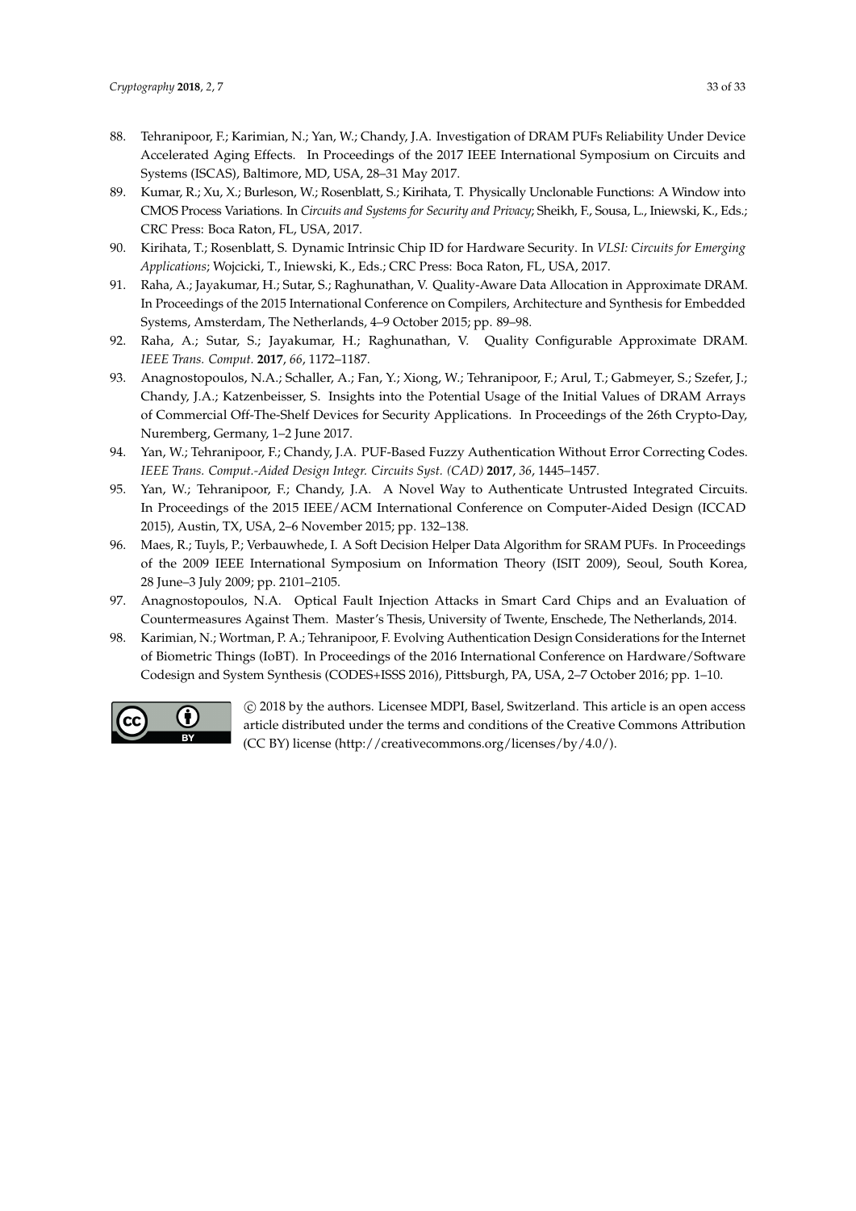88. Tehranipoor, F.; Karimian, N.; Yan, W.; Chandy, J.A. Investigation of DRAM PUFs Reliability Under Device Accelerated Aging Effects. In Proceedings of the 2017 IEEE International Symposium on Circuits and Systems (ISCAS), Baltimore, MD, USA, 28–31 May 2017.
89. Kumar, R.; Xu, X.; Burleson, W.; Rosenblatt, S.; Kirihata, T. Physically Unclonable Functions: A Window into CMOS Process Variations. In *Circuits and Systems for Security and Privacy*; Sheikh, F., Sousa, L., Iniewski, K., Eds.; CRC Press: Boca Raton, FL, USA, 2017.
90. Kirihata, T.; Rosenblatt, S. Dynamic Intrinsic Chip ID for Hardware Security. In *VLSI: Circuits for Emerging Applications*; Wojcicki, T., Iniewski, K., Eds.; CRC Press: Boca Raton, FL, USA, 2017.
91. Raha, A.; Jayakumar, H.; Sutar, S.; Raghunathan, V. Quality-Aware Data Allocation in Approximate DRAM. In Proceedings of the 2015 International Conference on Compilers, Architecture and Synthesis for Embedded Systems, Amsterdam, The Netherlands, 4–9 October 2015; pp. 89–98.
92. Raha, A.; Sutar, S.; Jayakumar, H.; Raghunathan, V. Quality Configurable Approximate DRAM. *IEEE Trans. Comput.* **2017**, *66*, 1172–1187.
93. Anagnostopoulos, N.A.; Schaller, A.; Fan, Y.; Xiong, W.; Tehranipoor, F.; Arul, T.; Gabmeyer, S.; Szefer, J.; Chandy, J.A.; Katzenbeisser, S. Insights into the Potential Usage of the Initial Values of DRAM Arrays of Commercial Off-The-Shelf Devices for Security Applications. In Proceedings of the 26th Crypto-Day, Nuremberg, Germany, 1–2 June 2017.
94. Yan, W.; Tehranipoor, F.; Chandy, J.A. PUF-Based Fuzzy Authentication Without Error Correcting Codes. *IEEE Trans. Comput.-Aided Design Integr. Circuits Syst. (CAD)* **2017**, *36*, 1445–1457.
95. Yan, W.; Tehranipoor, F.; Chandy, J.A. A Novel Way to Authenticate Untrusted Integrated Circuits. In Proceedings of the 2015 IEEE/ACM International Conference on Computer-Aided Design (ICCAD 2015), Austin, TX, USA, 2–6 November 2015; pp. 132–138.
96. Maes, R.; Tuyls, P.; Verbauwhede, I. A Soft Decision Helper Data Algorithm for SRAM PUFs. In Proceedings of the 2009 IEEE International Symposium on Information Theory (ISIT 2009), Seoul, South Korea, 28 June–3 July 2009; pp. 2101–2105.
97. Anagnostopoulos, N.A. Optical Fault Injection Attacks in Smart Card Chips and an Evaluation of Countermeasures Against Them. Master's Thesis, University of Twente, Enschede, The Netherlands, 2014.
98. Karimian, N.; Wortman, P. A.; Tehranipoor, F. Evolving Authentication Design Considerations for the Internet of Biometric Things (IoBT). In Proceedings of the 2016 International Conference on Hardware/Software Codesign and System Synthesis (CODES+ISSS 2016), Pittsburgh, PA, USA, 2–7 October 2016; pp. 1–10.

© 2018 by the authors. Licensee MDPI, Basel, Switzerland. This article is an open access article distributed under the terms and conditions of the Creative Commons Attribution (CC BY) license (http://creativecommons.org/licenses/by/4.0/).